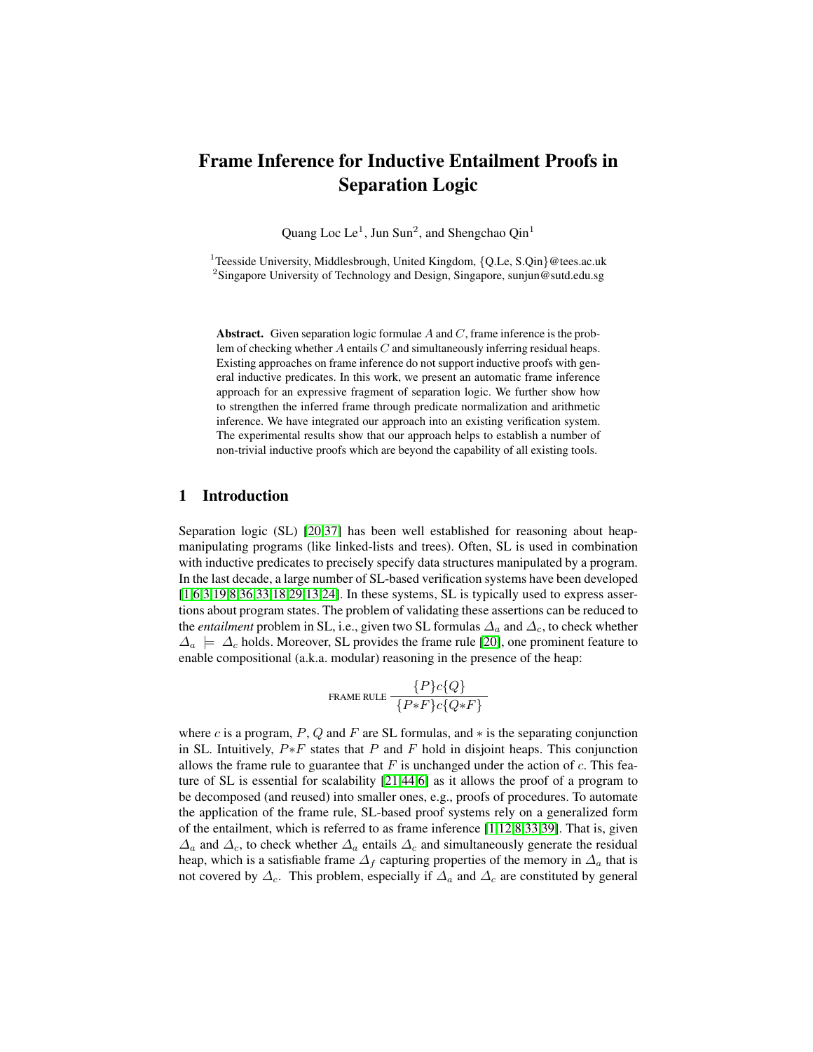# Frame Inference for Inductive Entailment Proofs in Separation Logic

Quang Loc Le[1], Jun Sun[2], and Shengchao Qin[1]

[1]Teesside University, Middlesbrough, United Kingdom, {Q.Le, S.Qin}@tees.ac.uk
[2]Singapore University of Technology and Design, Singapore, sunjun@sutd.edu.sg

**Abstract.** Given separation logic formulae $A$ and $C$, frame inference is the problem of checking whether $A$ entails $C$ and simultaneously inferring residual heaps. Existing approaches on frame inference do not support inductive proofs with general inductive predicates. In this work, we present an automatic frame inference approach for an expressive fragment of separation logic. We further show how to strengthen the inferred frame through predicate normalization and arithmetic inference. We have integrated our approach into an existing verification system. The experimental results show that our approach helps to establish a number of non-trivial inductive proofs which are beyond the capability of all existing tools.

## 1 Introduction

Separation logic (SL) [20,37] has been well established for reasoning about heap-manipulating programs (like linked-lists and trees). Often, SL is used in combination with inductive predicates to precisely specify data structures manipulated by a program. In the last decade, a large number of SL-based verification systems have been developed [1,6,3,19,8,36,33,18,29,13,24]. In these systems, SL is typically used to express assertions about program states. The problem of validating these assertions can be reduced to the *entailment* problem in SL, i.e., given two SL formulas $\Delta_a$ and $\Delta_c$, to check whether $\Delta_a \models \Delta_c$ holds. Moreover, SL provides the frame rule [20], one prominent feature to enable compositional (a.k.a. modular) reasoning in the presence of the heap:

$$\text{FRAME RULE}\ \frac{\{P\}c\{Q\}}{\{P{*}F\}c\{Q{*}F\}}$$

where $c$ is a program, $P$, $Q$ and $F$ are SL formulas, and $*$ is the separating conjunction in SL. Intuitively, $P{*}F$ states that $P$ and $F$ hold in disjoint heaps. This conjunction allows the frame rule to guarantee that $F$ is unchanged under the action of $c$. This feature of SL is essential for scalability [21,44,6] as it allows the proof of a program to be decomposed (and reused) into smaller ones, e.g., proofs of procedures. To automate the application of the frame rule, SL-based proof systems rely on a generalized form of the entailment, which is referred to as frame inference [1,12,8,33,39]. That is, given $\Delta_a$ and $\Delta_c$, to check whether $\Delta_a$ entails $\Delta_c$ and simultaneously generate the residual heap, which is a satisfiable frame $\Delta_f$ capturing properties of the memory in $\Delta_a$ that is not covered by $\Delta_c$. This problem, especially if $\Delta_a$ and $\Delta_c$ are constituted by general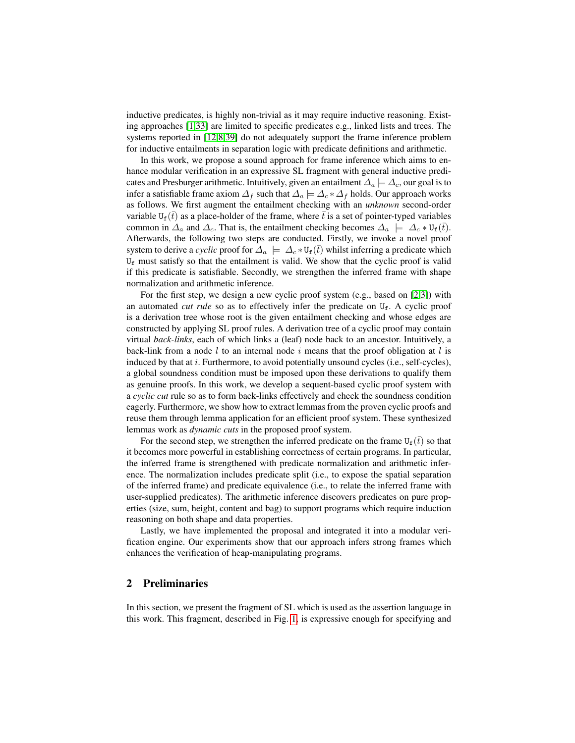inductive predicates, is highly non-trivial as it may require inductive reasoning. Existing approaches [1,33] are limited to specific predicates e.g., linked lists and trees. The systems reported in [12,8,39] do not adequately support the frame inference problem for inductive entailments in separation logic with predicate definitions and arithmetic.

In this work, we propose a sound approach for frame inference which aims to enhance modular verification in an expressive SL fragment with general inductive predicates and Presburger arithmetic. Intuitively, given an entailment $\Delta_a \models \Delta_c$, our goal is to infer a satisfiable frame axiom $\Delta_f$ such that $\Delta_a \models \Delta_c * \Delta_f$ holds. Our approach works as follows. We first augment the entailment checking with an *unknown* second-order variable $\mathtt{U_f}(\bar{t})$ as a place-holder of the frame, where $\bar{t}$ is a set of pointer-typed variables common in $\Delta_a$ and $\Delta_c$. That is, the entailment checking becomes $\Delta_a \models \Delta_c * \mathtt{U_f}(\bar{t})$. Afterwards, the following two steps are conducted. Firstly, we invoke a novel proof system to derive a *cyclic* proof for $\Delta_a \models \Delta_c * \mathtt{U_f}(\bar{t})$ whilst inferring a predicate which $\mathtt{U_f}$ must satisfy so that the entailment is valid. We show that the cyclic proof is valid if this predicate is satisfiable. Secondly, we strengthen the inferred frame with shape normalization and arithmetic inference.

For the first step, we design a new cyclic proof system (e.g., based on [2,3]) with an automated *cut rule* so as to effectively infer the predicate on $\mathtt{U_f}$. A cyclic proof is a derivation tree whose root is the given entailment checking and whose edges are constructed by applying SL proof rules. A derivation tree of a cyclic proof may contain virtual *back-links*, each of which links a (leaf) node back to an ancestor. Intuitively, a back-link from a node $l$ to an internal node $i$ means that the proof obligation at $l$ is induced by that at $i$. Furthermore, to avoid potentially unsound cycles (i.e., self-cycles), a global soundness condition must be imposed upon these derivations to qualify them as genuine proofs. In this work, we develop a sequent-based cyclic proof system with a *cyclic cut* rule so as to form back-links effectively and check the soundness condition eagerly. Furthermore, we show how to extract lemmas from the proven cyclic proofs and reuse them through lemma application for an efficient proof system. These synthesized lemmas work as *dynamic cuts* in the proposed proof system.

For the second step, we strengthen the inferred predicate on the frame $\mathtt{U_f}(\bar{t})$ so that it becomes more powerful in establishing correctness of certain programs. In particular, the inferred frame is strengthened with predicate normalization and arithmetic inference. The normalization includes predicate split (i.e., to expose the spatial separation of the inferred frame) and predicate equivalence (i.e., to relate the inferred frame with user-supplied predicates). The arithmetic inference discovers predicates on pure properties (size, sum, height, content and bag) to support programs which require induction reasoning on both shape and data properties.

Lastly, we have implemented the proposal and integrated it into a modular verification engine. Our experiments show that our approach infers strong frames which enhances the verification of heap-manipulating programs.

## 2 Preliminaries

In this section, we present the fragment of SL which is used as the assertion language in this work. This fragment, described in Fig. 1, is expressive enough for specifying and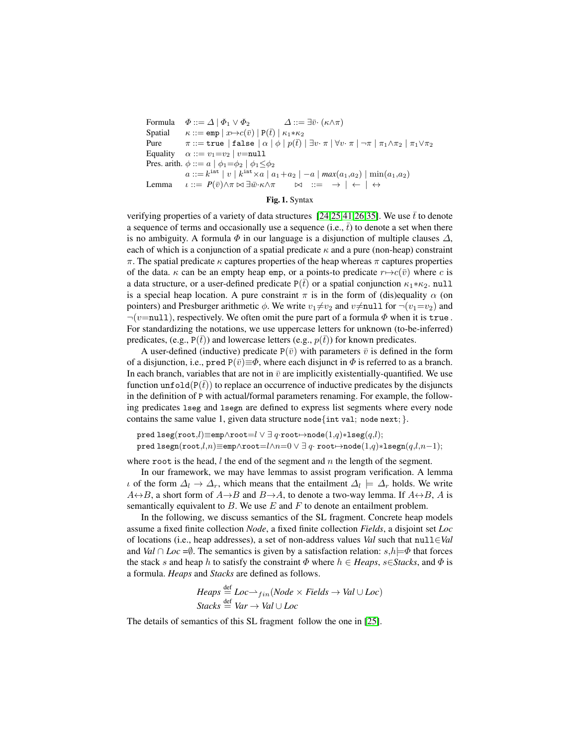$$
\begin{array}{lll}
\text{Formula} & \Phi ::= \Delta \mid \Phi_1 \vee \Phi_2 & \Delta ::= \exists \bar{v}\cdot (\kappa \wedge \pi) \\
\text{Spatial} & \kappa ::= \texttt{emp} \mid x {\mapsto} c(\bar{v}) \mid \texttt{P}(\bar{t}) \mid \kappa_1 {*} \kappa_2 & \\
\text{Pure} & \pi ::= \texttt{true} \mid \texttt{false} \mid \alpha \mid \phi \mid p(\bar{t}) \mid \exists v \cdot \pi \mid \forall v \cdot \pi \mid \neg \pi \mid \pi_1 {\wedge} \pi_2 \mid \pi_1 {\vee} \pi_2 & \\
\text{Equality} & \alpha ::= v_1 {=} v_2 \mid v {=} \texttt{null} & \\
\text{Pres. arith.} & \phi ::= a \mid \phi_1 {=} \phi_2 \mid \phi_1 {\leq} \phi_2 & \\
 & a ::= k^{\texttt{int}} \mid v \mid k^{\texttt{int}} {\times} a \mid a_1 {+} a_2 \mid -a \mid \mathit{max}(a_1, a_2) \mid \min(a_1, a_2) & \\
\text{Lemma} & \iota ::= P(\bar{v}) {\wedge} \pi \bowtie \exists \bar{w} {\cdot} \kappa {\wedge} \pi \qquad \bowtie \;::=\; \rightarrow \mid \leftarrow \mid \leftrightarrow &
\end{array}
$$

**Fig. 1.** Syntax

verifying properties of a variety of data structures [24,25,41,26,35]. We use $\bar{t}$ to denote a sequence of terms and occasionally use a sequence (i.e., $\bar{t}$) to denote a set when there is no ambiguity. A formula $\Phi$ in our language is a disjunction of multiple clauses $\Delta$, each of which is a conjunction of a spatial predicate $\kappa$ and a pure (non-heap) constraint $\pi$. The spatial predicate $\kappa$ captures properties of the heap whereas $\pi$ captures properties of the data. $\kappa$ can be an empty heap `emp`, or a points-to predicate $r{\mapsto}c(\bar{v})$ where $c$ is a data structure, or a user-defined predicate $\texttt{P}(\bar{t})$ or a spatial conjunction $\kappa_1{*}\kappa_2$. `null` is a special heap location. A pure constraint $\pi$ is in the form of (dis)equality $\alpha$ (on pointers) and Presburger arithmetic $\phi$. We write $v_1{\neq}v_2$ and $v{\neq}\texttt{null}$ for $\neg(v_1{=}v_2)$ and $\neg(v{=}\texttt{null})$, respectively. We often omit the pure part of a formula $\Phi$ when it is `true`. For standardizing the notations, we use uppercase letters for unknown (to-be-inferred) predicates, (e.g., $\texttt{P}(\bar{t})$) and lowercase letters (e.g., $p(\bar{t})$) for known predicates.

A user-defined (inductive) predicate $\texttt{P}(\bar{v})$ with parameters $\bar{v}$ is defined in the form of a disjunction, i.e., $\texttt{pred}\ \texttt{P}(\bar{v}){\equiv}\Phi$, where each disjunct in $\Phi$ is referred to as a branch. In each branch, variables that are not in $\bar{v}$ are implicitly existentially-quantified. We use function $\texttt{unfold}(\texttt{P}(\bar{t}))$ to replace an occurrence of inductive predicates by the disjuncts in the definition of `P` with actual/formal parameters renaming. For example, the following predicates `lseg` and `lsegn` are defined to express list segments where every node contains the same value 1, given data structure `node{int val; node next;}`.

$\texttt{pred lseg}(\texttt{root},l){\equiv}\texttt{emp}{\wedge}\texttt{root}{=}l \vee \exists\, q{\cdot}\texttt{root}{\mapsto}\texttt{node}(1,q){*}\texttt{lseg}(q,l);$

$\texttt{pred lsegn}(\texttt{root},l,n){\equiv}\texttt{emp}{\wedge}\texttt{root}{=}l{\wedge}n{=}0 \vee \exists\, q{\cdot}\ \texttt{root}{\mapsto}\texttt{node}(1,q){*}\texttt{lsegn}(q,l,n{-}1);$

where `root` is the head, $l$ the end of the segment and $n$ the length of the segment.

In our framework, we may have lemmas to assist program verification. A lemma $\iota$ of the form $\Delta_l \rightarrow \Delta_r$, which means that the entailment $\Delta_l \models \Delta_r$ holds. We write $A{\leftrightarrow}B$, a short form of $A{\rightarrow}B$ and $B{\rightarrow}A$, to denote a two-way lemma. If $A{\leftrightarrow}B$, $A$ is semantically equivalent to $B$. We use $E$ and $F$ to denote an entailment problem.

In the following, we discuss semantics of the SL fragment. Concrete heap models assume a fixed finite collection *Node*, a fixed finite collection *Fields*, a disjoint set *Loc* of locations (i.e., heap addresses), a set of non-address values *Val* such that $\texttt{null}{\in}\mathit{Val}$ and $\mathit{Val} \cap \mathit{Loc} {=}\emptyset$. The semantics is given by a satisfaction relation: $s,h{\models}\Phi$ that forces the stack $s$ and heap $h$ to satisfy the constraint $\Phi$ where $h \in \mathit{Heaps}$, $s{\in}\mathit{Stacks}$, and $\Phi$ is a formula. *Heaps* and *Stacks* are defined as follows.

$$
\begin{array}{l}
\mathit{Heaps} \overset{\text{def}}{=} \mathit{Loc} {\rightharpoonup}_{fin} (\mathit{Node} \times \mathit{Fields} \rightarrow \mathit{Val} \cup \mathit{Loc}) \\
\mathit{Stacks} \overset{\text{def}}{=} \mathit{Var} \rightarrow \mathit{Val} \cup \mathit{Loc}
\end{array}
$$

The details of semantics of this SL fragment follow the one in [25].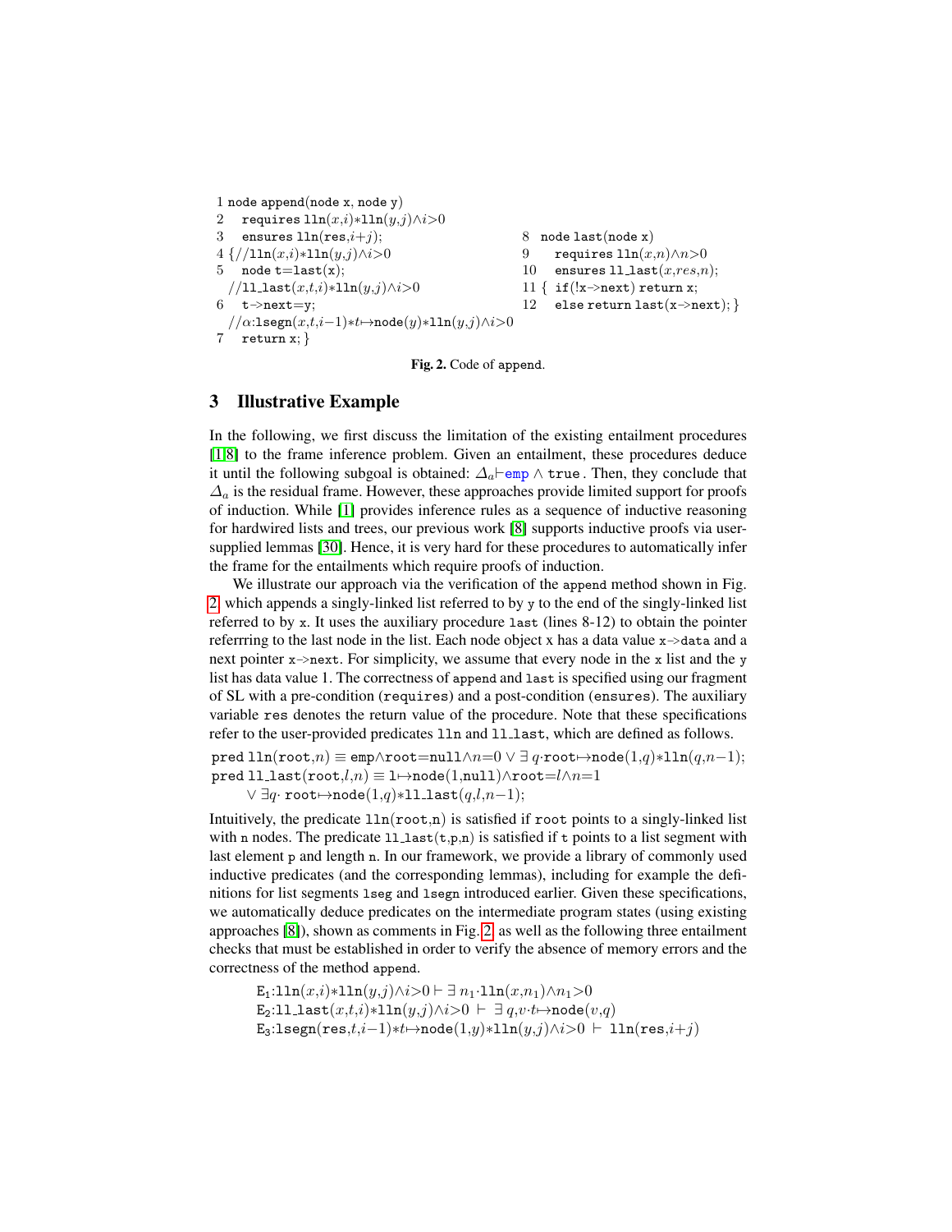```
1 node append(node x, node y)
2    requires lln(x,i)*lln(y,j)∧i>0
3    ensures lln(res,i+j);
4 {//lln(x,i)*lln(y,j)∧i>0
5    node t=last(x);
  //ll_last(x,t,i)*lln(y,j)∧i>0
6    t->next=y;
  //α:lsegn(x,t,i−1)*t↦node(y)*lln(y,j)∧i>0
7    return x; }

8  node last(node x)
9     requires lln(x,n)∧n>0
10    ensures ll_last(x,res,n);
11 {  if(!x->next) return x;
12    else return last(x->next); }
```

**Fig. 2.** Code of append.

## 3 Illustrative Example

In the following, we first discuss the limitation of the existing entailment procedures [1,8] to the frame inference problem. Given an entailment, these procedures deduce it until the following subgoal is obtained: $\Delta_a \vdash \texttt{emp} \wedge \texttt{true}$. Then, they conclude that $\Delta_a$ is the residual frame. However, these approaches provide limited support for proofs of induction. While [1] provides inference rules as a sequence of inductive reasoning for hardwired lists and trees, our previous work [8] supports inductive proofs via user-supplied lemmas [30]. Hence, it is very hard for these procedures to automatically infer the frame for the entailments which require proofs of induction.

We illustrate our approach via the verification of the `append` method shown in Fig. 2 which appends a singly-linked list referred to by `y` to the end of the singly-linked list referred to by `x`. It uses the auxiliary procedure `last` (lines 8-12) to obtain the pointer referrring to the last node in the list. Each node object `x` has a data value `x->data` and a next pointer `x->next`. For simplicity, we assume that every node in the `x` list and the `y` list has data value 1. The correctness of `append` and `last` is specified using our fragment of SL with a pre-condition (`requires`) and a post-condition (`ensures`). The auxiliary variable `res` denotes the return value of the procedure. Note that these specifications refer to the user-provided predicates `lln` and `ll_last`, which are defined as follows.

$\texttt{pred lln(root},n) \equiv \texttt{emp} \wedge \texttt{root}{=}\texttt{null} \wedge n{=}0 \vee \exists\, q{\cdot}\texttt{root}{\mapsto}\texttt{node}(1,q) * \texttt{lln}(q,n{-}1);$
$\texttt{pred ll\_last(root},l,n) \equiv \texttt{l}{\mapsto}\texttt{node}(1,\texttt{null}) \wedge \texttt{root}{=}l \wedge n{=}1$
$\quad \vee\, \exists q{\cdot}\ \texttt{root}{\mapsto}\texttt{node}(1,q) * \texttt{ll\_last}(q,l,n{-}1);$

Intuitively, the predicate `lln(root,n)` is satisfied if `root` points to a singly-linked list with `n` nodes. The predicate `ll_last(t,p,n)` is satisfied if `t` points to a list segment with last element `p` and length `n`. In our framework, we provide a library of commonly used inductive predicates (and the corresponding lemmas), including for example the definitions for list segments `lseg` and `lsegn` introduced earlier. Given these specifications, we automatically deduce predicates on the intermediate program states (using existing approaches [8]), shown as comments in Fig. 2, as well as the following three entailment checks that must be established in order to verify the absence of memory errors and the correctness of the method `append`.

$\texttt{E}_1{:}\texttt{lln}(x,i) * \texttt{lln}(y,j) \wedge i{>}0 \vdash \exists\, n_1{\cdot}\texttt{lln}(x,n_1) \wedge n_1{>}0$
$\texttt{E}_2{:}\texttt{ll\_last}(x,t,i) * \texttt{lln}(y,j) \wedge i{>}0 \ \vdash\ \exists\, q,v{\cdot}t{\mapsto}\texttt{node}(v,q)$
$\texttt{E}_3{:}\texttt{lsegn}(\texttt{res},t,i{-}1) * t{\mapsto}\texttt{node}(1,y) * \texttt{lln}(y,j) \wedge i{>}0\ \vdash\ \texttt{lln}(\texttt{res},i{+}j)$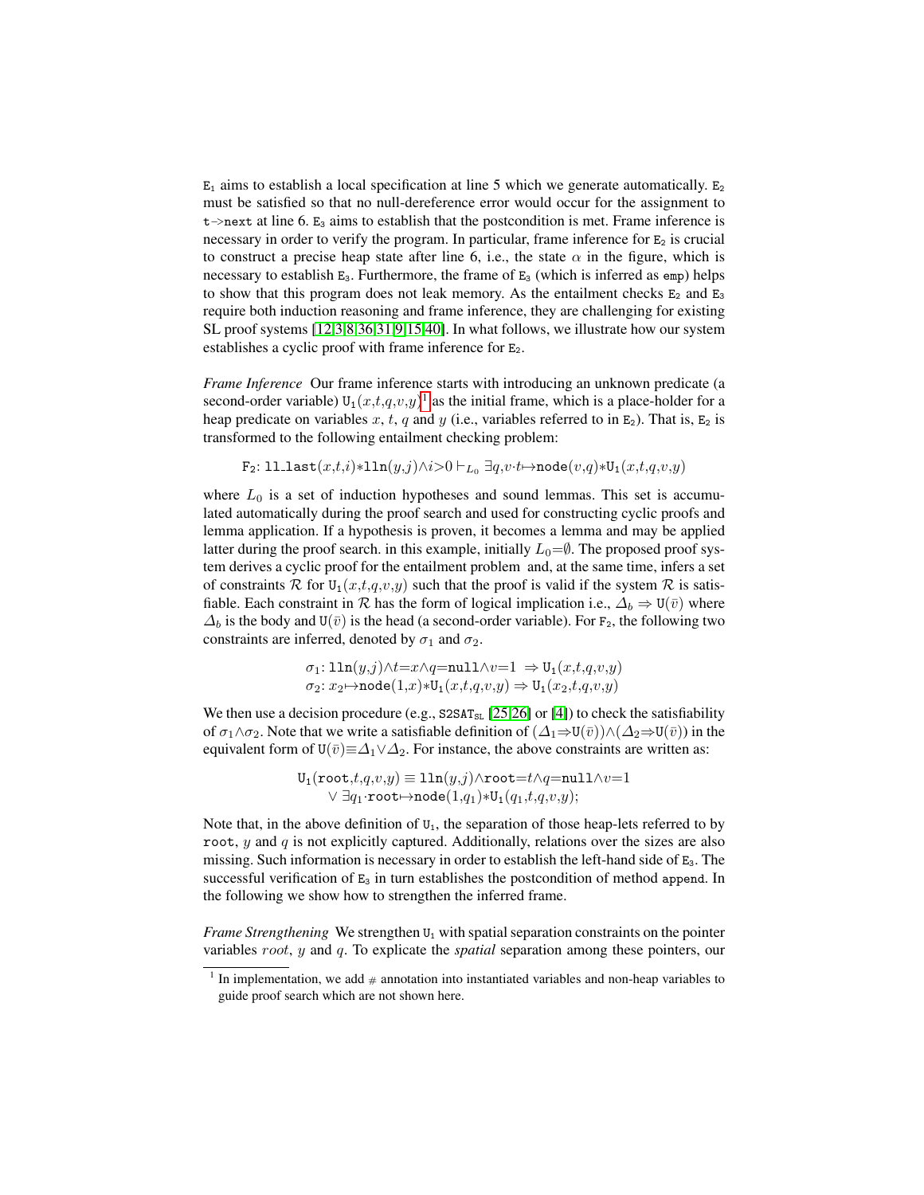$E_1$ aims to establish a local specification at line 5 which we generate automatically. $E_2$ must be satisfied so that no null-dereference error would occur for the assignment to `t->next` at line 6. $E_3$ aims to establish that the postcondition is met. Frame inference is necessary in order to verify the program. In particular, frame inference for $E_2$ is crucial to construct a precise heap state after line 6, i.e., the state $\alpha$ in the figure, which is necessary to establish $E_3$. Furthermore, the frame of $E_3$ (which is inferred as `emp`) helps to show that this program does not leak memory. As the entailment checks $E_2$ and $E_3$ require both induction reasoning and frame inference, they are challenging for existing SL proof systems [12,3,8,36,31,9,15,40]. In what follows, we illustrate how our system establishes a cyclic proof with frame inference for $E_2$.

*Frame Inference* Our frame inference starts with introducing an unknown predicate (a second-order variable) $\mathtt{U}_1(x,t,q,v,y)$[1] as the initial frame, which is a place-holder for a heap predicate on variables $x$, $t$, $q$ and $y$ (i.e., variables referred to in $E_2$). That is, $E_2$ is transformed to the following entailment checking problem:

$$\mathtt{F}_2\text{: } \mathtt{ll\_last}(x,t,i){*}\mathtt{lln}(y,j){\wedge}i{>}0 \vdash_{L_0} \exists q,v{\cdot}t{\mapsto}\mathtt{node}(v,q){*}\mathtt{U}_1(x,t,q,v,y)$$

where $L_0$ is a set of induction hypotheses and sound lemmas. This set is accumulated automatically during the proof search and used for constructing cyclic proofs and lemma application. If a hypothesis is proven, it becomes a lemma and may be applied latter during the proof search. in this example, initially $L_0{=}\emptyset$. The proposed proof system derives a cyclic proof for the entailment problem and, at the same time, infers a set of constraints $\mathcal{R}$ for $\mathtt{U}_1(x,t,q,v,y)$ such that the proof is valid if the system $\mathcal{R}$ is satisfiable. Each constraint in $\mathcal{R}$ has the form of logical implication i.e., $\Delta_b \Rightarrow \mathtt{U}(\bar{v})$ where $\Delta_b$ is the body and $\mathtt{U}(\bar{v})$ is the head (a second-order variable). For $\mathtt{F}_2$, the following two constraints are inferred, denoted by $\sigma_1$ and $\sigma_2$.

$$\sigma_1\text{: } \mathtt{lln}(y,j){\wedge}t{=}x{\wedge}q{=}\mathtt{null}{\wedge}v{=}1 \;\Rightarrow \mathtt{U}_1(x,t,q,v,y)$$
$$\sigma_2\text{: } x_2{\mapsto}\mathtt{node}(1,x){*}\mathtt{U}_1(x,t,q,v,y) \Rightarrow \mathtt{U}_1(x_2,t,q,v,y)$$

We then use a decision procedure (e.g., $\mathtt{S2SAT_{SL}}$ [25,26] or [4]) to check the satisfiability of $\sigma_1{\wedge}\sigma_2$. Note that we write a satisfiable definition of $(\Delta_1{\Rightarrow}\mathtt{U}(\bar{v})){\wedge}(\Delta_2{\Rightarrow}\mathtt{U}(\bar{v}))$ in the equivalent form of $\mathtt{U}(\bar{v}){\equiv}\Delta_1{\vee}\Delta_2$. For instance, the above constraints are written as:

$$\begin{aligned}\mathtt{U}_1(\mathtt{root},t,q,v,y) &\equiv \mathtt{lln}(y,j){\wedge}\mathtt{root}{=}t{\wedge}q{=}\mathtt{null}{\wedge}v{=}1\\ &\vee \exists q_1{\cdot}\mathtt{root}{\mapsto}\mathtt{node}(1,q_1){*}\mathtt{U}_1(q_1,t,q,v,y);\end{aligned}$$

Note that, in the above definition of $\mathtt{U}_1$, the separation of those heap-lets referred to by `root`, $y$ and $q$ is not explicitly captured. Additionally, relations over the sizes are also missing. Such information is necessary in order to establish the left-hand side of $E_3$. The successful verification of $E_3$ in turn establishes the postcondition of method `append`. In the following we show how to strengthen the inferred frame.

*Frame Strengthening* We strengthen $\mathtt{U}_1$ with spatial separation constraints on the pointer variables $root$, $y$ and $q$. To explicate the *spatial* separation among these pointers, our

[1] In implementation, we add # annotation into instantiated variables and non-heap variables to guide proof search which are not shown here.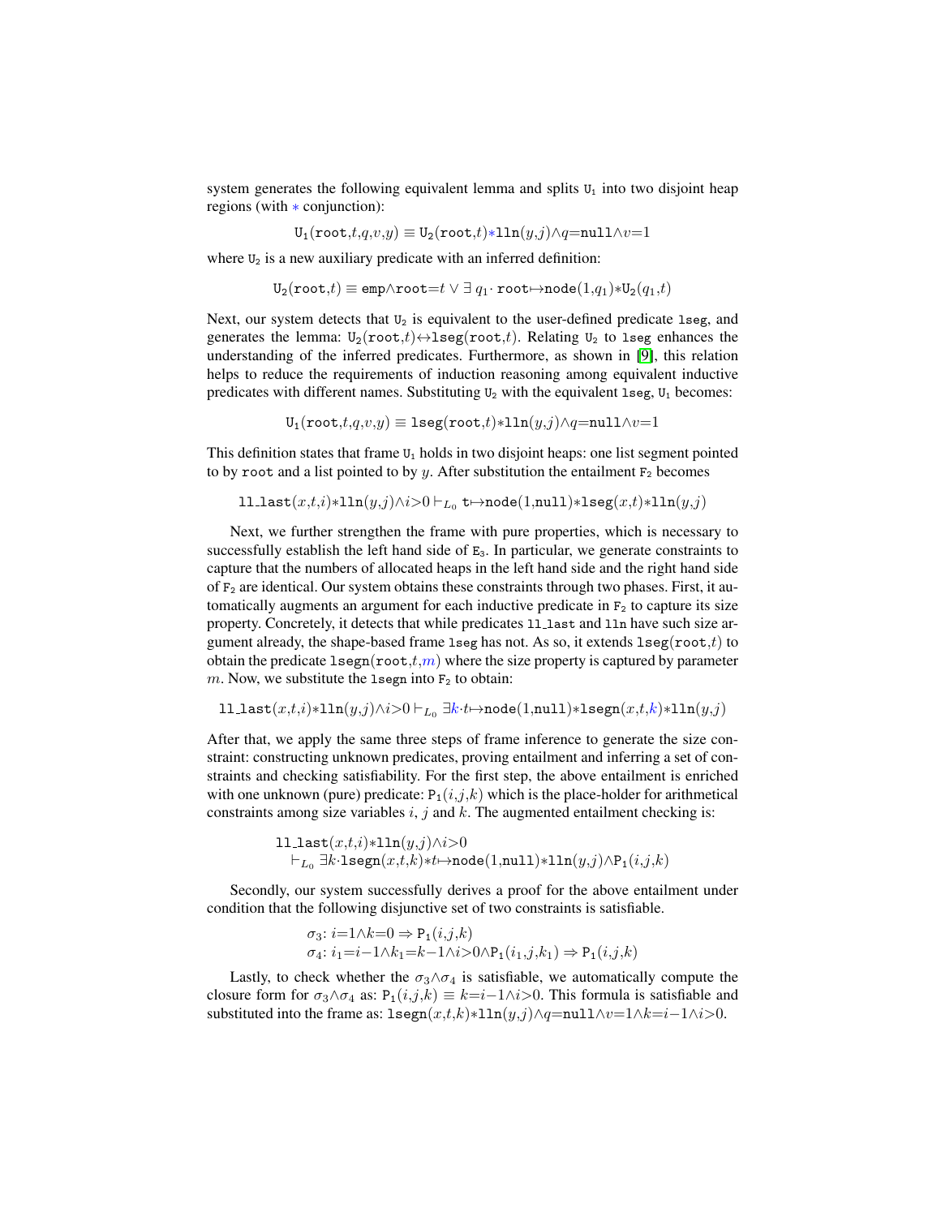system generates the following equivalent lemma and splits $\mathtt{U}_1$ into two disjoint heap regions (with $*$ conjunction):

$$\mathtt{U}_1(\mathtt{root},t,q,v,y) \equiv \mathtt{U}_2(\mathtt{root},t){*}\mathtt{lln}(y,j){\wedge}q{=}\mathtt{null}{\wedge}v{=}1$$

where $\mathtt{U}_2$ is a new auxiliary predicate with an inferred definition:

$$\mathtt{U}_2(\mathtt{root},t) \equiv \mathtt{emp}{\wedge}\mathtt{root}{=}t \vee \exists\, q_1{\cdot}\, \mathtt{root}{\mapsto}\mathtt{node}(1,q_1){*}\mathtt{U}_2(q_1,t)$$

Next, our system detects that $\mathtt{U}_2$ is equivalent to the user-defined predicate lseg, and generates the lemma: $\mathtt{U}_2(\mathtt{root},t){\leftrightarrow}\mathtt{lseg}(\mathtt{root},t)$. Relating $\mathtt{U}_2$ to lseg enhances the understanding of the inferred predicates. Furthermore, as shown in [9], this relation helps to reduce the requirements of induction reasoning among equivalent inductive predicates with different names. Substituting $\mathtt{U}_2$ with the equivalent lseg, $\mathtt{U}_1$ becomes:

$$\mathtt{U}_1(\mathtt{root},t,q,v,y) \equiv \mathtt{lseg}(\mathtt{root},t){*}\mathtt{lln}(y,j){\wedge}q{=}\mathtt{null}{\wedge}v{=}1$$

This definition states that frame $\mathtt{U}_1$ holds in two disjoint heaps: one list segment pointed to by root and a list pointed to by $y$. After substitution the entailment $\mathtt{F}_2$ becomes

$$\mathtt{ll\_last}(x,t,i){*}\mathtt{lln}(y,j){\wedge}i{>}0 \vdash_{L_0} \mathtt{t}{\mapsto}\mathtt{node}(1,\mathtt{null}){*}\mathtt{lseg}(x,t){*}\mathtt{lln}(y,j)$$

Next, we further strengthen the frame with pure properties, which is necessary to successfully establish the left hand side of $\mathtt{E}_3$. In particular, we generate constraints to capture that the numbers of allocated heaps in the left hand side and the right hand side of $\mathtt{F}_2$ are identical. Our system obtains these constraints through two phases. First, it automatically augments an argument for each inductive predicate in $\mathtt{F}_2$ to capture its size property. Concretely, it detects that while predicates ll_last and lln have such size argument already, the shape-based frame lseg has not. As so, it extends $\mathtt{lseg}(\mathtt{root},t)$ to obtain the predicate $\mathtt{lsegn}(\mathtt{root},t,m)$ where the size property is captured by parameter $m$. Now, we substitute the lsegn into $\mathtt{F}_2$ to obtain:

$$\mathtt{ll\_last}(x,t,i){*}\mathtt{lln}(y,j){\wedge}i{>}0 \vdash_{L_0} \exists k{\cdot}t{\mapsto}\mathtt{node}(1,\mathtt{null}){*}\mathtt{lsegn}(x,t,k){*}\mathtt{lln}(y,j)$$

After that, we apply the same three steps of frame inference to generate the size constraint: constructing unknown predicates, proving entailment and inferring a set of constraints and checking satisfiability. For the first step, the above entailment is enriched with one unknown (pure) predicate: $\mathtt{P}_1(i,j,k)$ which is the place-holder for arithmetical constraints among size variables $i$, $j$ and $k$. The augmented entailment checking is:

$$\begin{array}{l}\mathtt{ll\_last}(x,t,i){*}\mathtt{lln}(y,j){\wedge}i{>}0\\ \quad\vdash_{L_0} \exists k{\cdot}\mathtt{lsegn}(x,t,k){*}t{\mapsto}\mathtt{node}(1,\mathtt{null}){*}\mathtt{lln}(y,j){\wedge}\mathtt{P}_1(i,j,k)\end{array}$$

Secondly, our system successfully derives a proof for the above entailment under condition that the following disjunctive set of two constraints is satisfiable.

$$\begin{array}{l}\sigma_3\text{: } i{=}1{\wedge}k{=}0 \Rightarrow \mathtt{P}_1(i,j,k)\\ \sigma_4\text{: } i_1{=}i{-}1{\wedge}k_1{=}k{-}1{\wedge}i{>}0{\wedge}\mathtt{P}_1(i_1,j,k_1) \Rightarrow \mathtt{P}_1(i,j,k)\end{array}$$

Lastly, to check whether the $\sigma_3{\wedge}\sigma_4$ is satisfiable, we automatically compute the closure form for $\sigma_3{\wedge}\sigma_4$ as: $\mathtt{P}_1(i,j,k) \equiv k{=}i{-}1{\wedge}i{>}0$. This formula is satisfiable and substituted into the frame as: $\mathtt{lsegn}(x,t,k){*}\mathtt{lln}(y,j){\wedge}q{=}\mathtt{null}{\wedge}v{=}1{\wedge}k{=}i{-}1{\wedge}i{>}0$.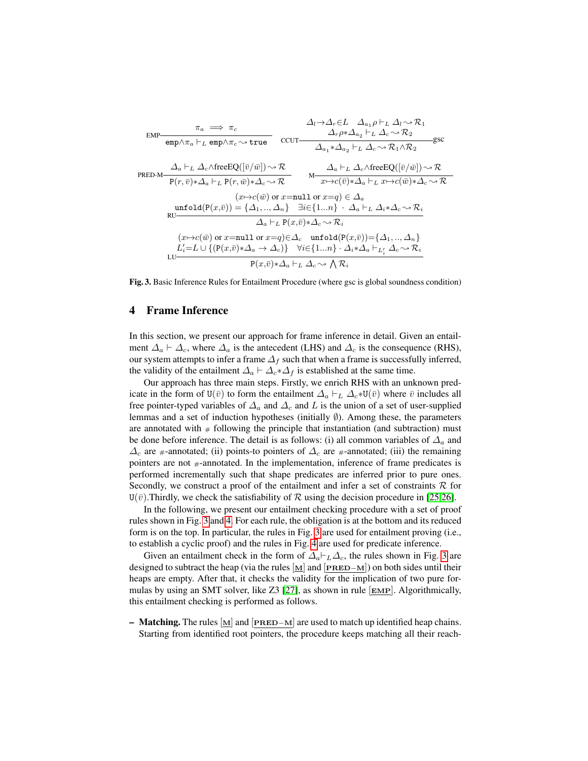$$\text{EMP}\ \frac{\pi_a \implies \pi_c}{\texttt{emp}\wedge\pi_a \vdash_L \texttt{emp}\wedge\pi_c \rightsquigarrow \texttt{true}} \qquad \text{CCUT}\ \frac{\Delta_l{\rightarrow}\Delta_r{\in}L \quad \Delta_{a_1}\rho \vdash_L \Delta_l \rightsquigarrow \mathcal{R}_1 \quad \Delta_r\rho{*}\Delta_{a_2} \vdash_L \Delta_c \rightsquigarrow \mathcal{R}_2}{\Delta_{a_1}{*}\Delta_{a_2} \vdash_L \Delta_c \rightsquigarrow \mathcal{R}_1{\wedge}\mathcal{R}_2}\text{gsc}$$

$$\text{PRED-M}\ \frac{\Delta_a \vdash_L \Delta_c{\wedge}\text{freeEQ}([\bar{v}/\bar{w}]) \rightsquigarrow \mathcal{R}}{\texttt{P}(r,\bar{v}){*}\Delta_a \vdash_L \texttt{P}(r,\bar{w}){*}\Delta_c \rightsquigarrow \mathcal{R}} \qquad \text{M}\ \frac{\Delta_a \vdash_L \Delta_c{\wedge}\text{freeEQ}([\bar{v}/\bar{w}]) \rightsquigarrow \mathcal{R}}{x{\mapsto}c(\bar{v}){*}\Delta_a \vdash_L x{\mapsto}c(\bar{w}){*}\Delta_c \rightsquigarrow \mathcal{R}}$$

$$\text{RU}\ \frac{(x{\mapsto}c(\bar{w}) \text{ or } x{=}\texttt{null} \text{ or } x{=}q) \in \Delta_a \quad \texttt{unfold}(\texttt{P}(x,\bar{v})) = \{\Delta_1,..,\Delta_n\} \quad \exists i{\in}\{1...n\} \cdot \Delta_a \vdash_L \Delta_i{*}\Delta_c \rightsquigarrow \mathcal{R}_i}{\Delta_a \vdash_L \texttt{P}(x,\bar{v}){*}\Delta_c \rightsquigarrow \mathcal{R}_i}$$

$$\text{LU}\ \frac{(x{\mapsto}c(\bar{w}) \text{ or } x{=}\texttt{null} \text{ or } x{=}q){\in}\Delta_c \quad \texttt{unfold}(\texttt{P}(x,\bar{v})){=}\{\Delta_1,..,\Delta_n\} \quad L_i'{=}L \cup \{(\texttt{P}(x,\bar{v}){*}\Delta_a \rightarrow \Delta_c)\} \quad \forall i{\in}\{1...n\} \cdot \Delta_i{*}\Delta_a \vdash_{L_i'} \Delta_c \rightsquigarrow \mathcal{R}_i}{\texttt{P}(x,\bar{v}){*}\Delta_a \vdash_L \Delta_c \rightsquigarrow \bigwedge \mathcal{R}_i}$$

**Fig. 3.** Basic Inference Rules for Entailment Procedure (where gsc is global soundness condition)

## 4 Frame Inference

In this section, we present our approach for frame inference in detail. Given an entailment $\Delta_a \vdash \Delta_c$, where $\Delta_a$ is the antecedent (LHS) and $\Delta_c$ is the consequence (RHS), our system attempts to infer a frame $\Delta_f$ such that when a frame is successfully inferred, the validity of the entailment $\Delta_a \vdash \Delta_c{*}\Delta_f$ is established at the same time.

Our approach has three main steps. Firstly, we enrich RHS with an unknown predicate in the form of $\texttt{U}(\bar{v})$ to form the entailment $\Delta_a \vdash_L \Delta_c{*}\texttt{U}(\bar{v})$ where $\bar{v}$ includes all free pointer-typed variables of $\Delta_a$ and $\Delta_c$ and $L$ is the union of a set of user-supplied lemmas and a set of induction hypotheses (initially $\emptyset$). Among these, the parameters are annotated with $\#$ following the principle that instantiation (and subtraction) must be done before inference. The detail is as follows: (i) all common variables of $\Delta_a$ and $\Delta_c$ are $\#$-annotated; (ii) points-to pointers of $\Delta_c$ are $\#$-annotated; (iii) the remaining pointers are not $\#$-annotated. In the implementation, inference of frame predicates is performed incrementally such that shape predicates are inferred prior to pure ones. Secondly, we construct a proof of the entailment and infer a set of constraints $\mathcal{R}$ for $\texttt{U}(\bar{v})$.Thirdly, we check the satisfiability of $\mathcal{R}$ using the decision procedure in [25,26].

In the following, we present our entailment checking procedure with a set of proof rules shown in Fig. 3 and 4. For each rule, the obligation is at the bottom and its reduced form is on the top. In particular, the rules in Fig. 3 are used for entailment proving (i.e., to establish a cyclic proof) and the rules in Fig. 4 are used for predicate inference.

Given an entailment check in the form of $\Delta_a{\vdash}_L\Delta_c$, the rules shown in Fig. 3 are designed to subtract the heap (via the rules [M] and [PRED−M]) on both sides until their heaps are empty. After that, it checks the validity for the implication of two pure formulas by using an SMT solver, like Z3 [27], as shown in rule [EMP]. Algorithmically, this entailment checking is performed as follows.

- **Matching.** The rules [M] and [PRED−M] are used to match up identified heap chains. Starting from identified root pointers, the procedure keeps matching all their reach-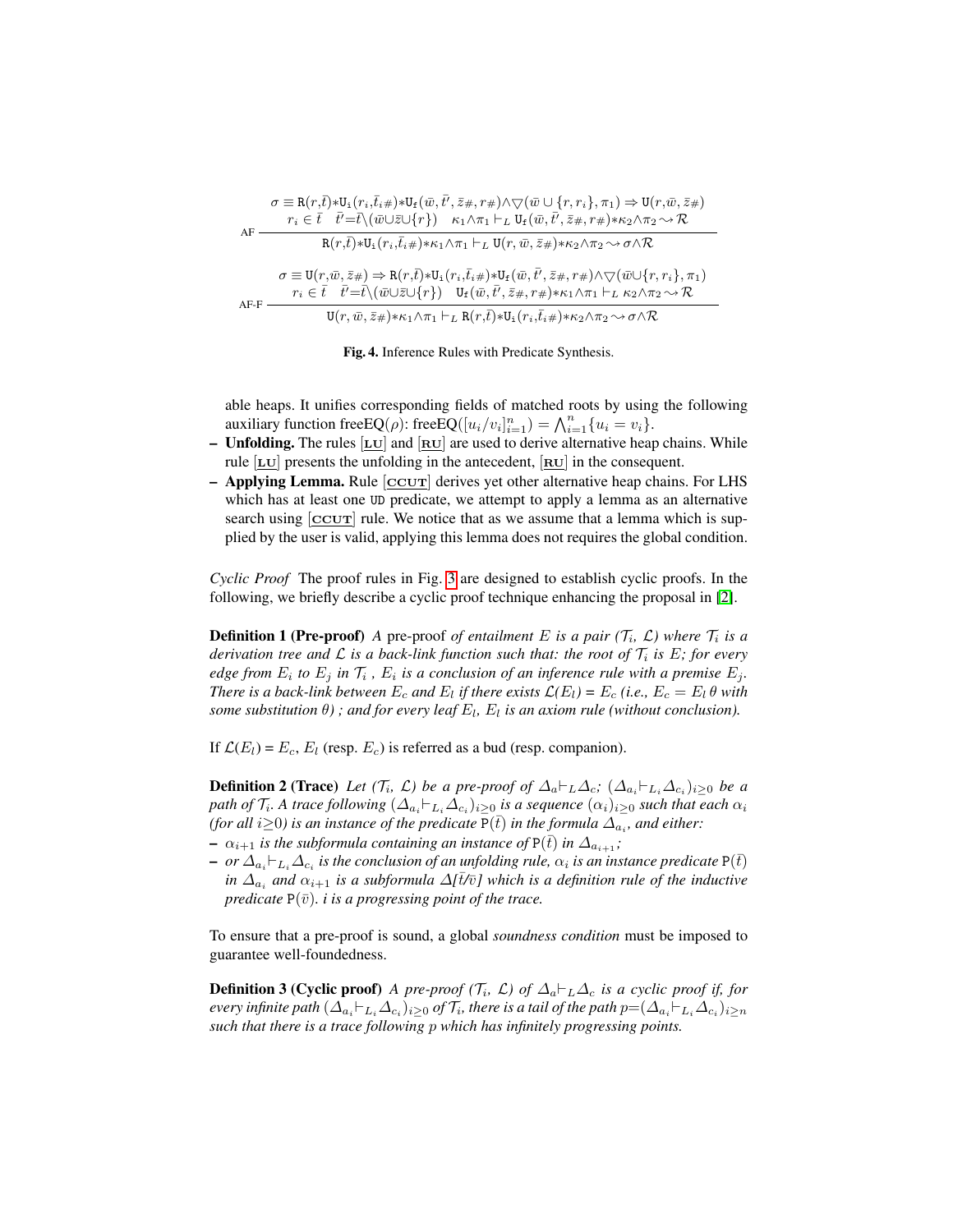$$
\text{AF}\;\frac{\begin{array}{c}\sigma \equiv \mathtt{R}(r,\bar{t}){*}\mathtt{U_i}(r_i,\bar{t}_i\#){*}\mathtt{U_f}(\bar{w},\bar{t'},\bar{z}\#,r\#){\wedge}\triangledown(\bar{w}\cup\{r,r_i\},\pi_1) \Rightarrow \mathtt{U}(r,\bar{w},\bar{z}\#)\\ r_i\in\bar{t}\quad \bar{t'}{=}\bar{t}\backslash(\bar{w}{\cup}\bar{z}{\cup}\{r\})\quad \kappa_1{\wedge}\pi_1\vdash_L \mathtt{U_f}(\bar{w},\bar{t'},\bar{z}\#,r\#){*}\kappa_2{\wedge}\pi_2\rightsquigarrow\mathcal{R}\end{array}}{\mathtt{R}(r,\bar{t}){*}\mathtt{U_i}(r_i,\bar{t}_i\#){*}\kappa_1{\wedge}\pi_1\vdash_L \mathtt{U}(r,\bar{w},\bar{z}\#){*}\kappa_2{\wedge}\pi_2\rightsquigarrow\sigma{\wedge}\mathcal{R}}
$$

$$
\text{AF-F}\;\frac{\begin{array}{c}\sigma \equiv \mathtt{U}(r,\bar{w},\bar{z}\#)\Rightarrow \mathtt{R}(r,\bar{t}){*}\mathtt{U_i}(r_i,\bar{t}_i\#){*}\mathtt{U_f}(\bar{w},\bar{t'},\bar{z}\#,r\#){\wedge}\triangledown(\bar{w}{\cup}\{r,r_i\},\pi_1)\\ r_i\in\bar{t}\quad \bar{t'}{=}\bar{t}\backslash(\bar{w}{\cup}\bar{z}{\cup}\{r\})\quad \mathtt{U_f}(\bar{w},\bar{t'},\bar{z}\#,r\#){*}\kappa_1{\wedge}\pi_1\vdash_L \kappa_2{\wedge}\pi_2\rightsquigarrow\mathcal{R}\end{array}}{\mathtt{U}(r,\bar{w},\bar{z}\#){*}\kappa_1{\wedge}\pi_1\vdash_L \mathtt{R}(r,\bar{t}){*}\mathtt{U_i}(r_i,\bar{t}_i\#){*}\kappa_2{\wedge}\pi_2\rightsquigarrow\sigma{\wedge}\mathcal{R}}
$$

**Fig. 4.** Inference Rules with Predicate Synthesis.

able heaps. It unifies corresponding fields of matched roots by using the following auxiliary function freeEQ($\rho$): freeEQ($[u_i/v_i]_{i=1}^n$) = $\bigwedge_{i=1}^n \{u_i = v_i\}$.

- **Unfolding.** The rules [LU] and [RU] are used to derive alternative heap chains. While rule [LU] presents the unfolding in the antecedent, [RU] in the consequent.
- **Applying Lemma.** Rule [CCUT] derives yet other alternative heap chains. For LHS which has at least one UD predicate, we attempt to apply a lemma as an alternative search using [CCUT] rule. We notice that as we assume that a lemma which is supplied by the user is valid, applying this lemma does not requires the global condition.

*Cyclic Proof* The proof rules in Fig. 3 are designed to establish cyclic proofs. In the following, we briefly describe a cyclic proof technique enhancing the proposal in [2].

**Definition 1 (Pre-proof)** *A pre-proof of entailment $E$ is a pair ($\mathcal{T}_i$, $\mathcal{L}$) where $\mathcal{T}_i$ is a derivation tree and $\mathcal{L}$ is a back-link function such that: the root of $\mathcal{T}_i$ is $E$; for every edge from $E_i$ to $E_j$ in $\mathcal{T}_i$, $E_i$ is a conclusion of an inference rule with a premise $E_j$. There is a back-link between $E_c$ and $E_l$ if there exists $\mathcal{L}(E_l) = E_c$ (i.e., $E_c = E_l\,\theta$ with some substitution $\theta$) ; and for every leaf $E_l$, $E_l$ is an axiom rule (without conclusion).*

If $\mathcal{L}(E_l) = E_c$, $E_l$ (resp. $E_c$) is referred as a bud (resp. companion).

**Definition 2 (Trace)** *Let ($\mathcal{T}_i$, $\mathcal{L}$) be a pre-proof of $\Delta_a{\vdash}_L\Delta_c$; $(\Delta_{a_i}{\vdash}_{L_i}\Delta_{c_i})_{i\geq 0}$ be a path of $\mathcal{T}_i$. A trace following $(\Delta_{a_i}{\vdash}_{L_i}\Delta_{c_i})_{i\geq 0}$ is a sequence $(\alpha_i)_{i\geq 0}$ such that each $\alpha_i$ (for all $i{\geq}0$) is an instance of the predicate $\mathtt{P}(\bar{t})$ in the formula $\Delta_{a_i}$, and either:*

- *$\alpha_{i+1}$ is the subformula containing an instance of $\mathtt{P}(\bar{t})$ in $\Delta_{a_{i+1}}$;*
- *or $\Delta_{a_i}{\vdash}_{L_i}\Delta_{c_i}$ is the conclusion of an unfolding rule, $\alpha_i$ is an instance predicate $\mathtt{P}(\bar{t})$ in $\Delta_{a_i}$ and $\alpha_{i+1}$ is a subformula $\Delta[\bar{t}/\bar{v}]$ which is a definition rule of the inductive predicate $\mathtt{P}(\bar{v})$. $i$ is a progressing point of the trace.*

To ensure that a pre-proof is sound, a global *soundness condition* must be imposed to guarantee well-foundedness.

**Definition 3 (Cyclic proof)** *A pre-proof ($\mathcal{T}_i$, $\mathcal{L}$) of $\Delta_a{\vdash}_L\Delta_c$ is a cyclic proof if, for every infinite path $(\Delta_{a_i}{\vdash}_{L_i}\Delta_{c_i})_{i\geq 0}$ of $\mathcal{T}_i$, there is a tail of the path $p{=}(\Delta_{a_i}{\vdash}_{L_i}\Delta_{c_i})_{i\geq n}$ such that there is a trace following $p$ which has infinitely progressing points.*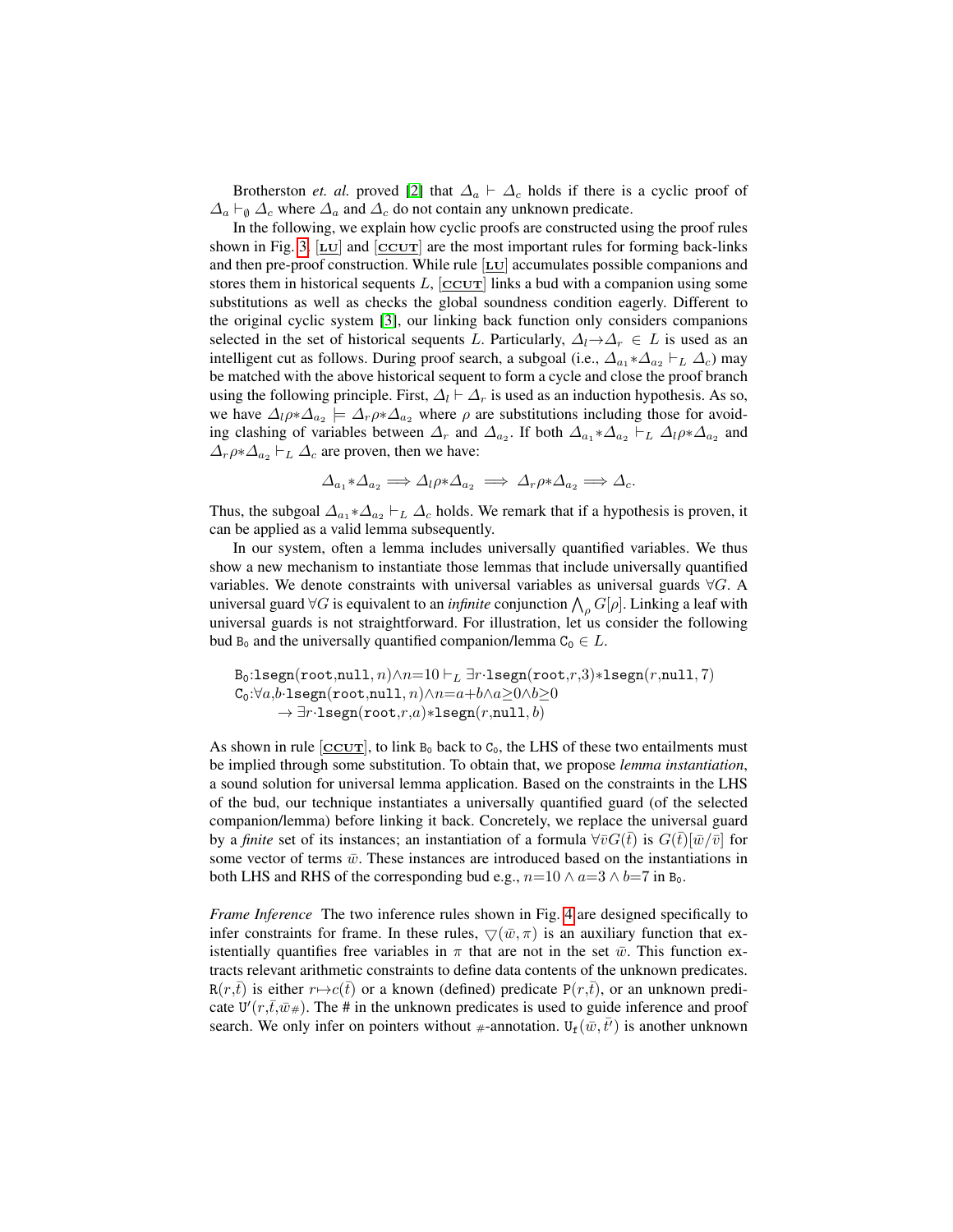Brotherston *et. al.* proved [2] that $\Delta_a \vdash \Delta_c$ holds if there is a cyclic proof of $\Delta_a \vdash_\emptyset \Delta_c$ where $\Delta_a$ and $\Delta_c$ do not contain any unknown predicate.

In the following, we explain how cyclic proofs are constructed using the proof rules shown in Fig. 3. [$\underline{\textbf{LU}}$] and [$\underline{\textbf{CCUT}}$] are the most important rules for forming back-links and then pre-proof construction. While rule [$\underline{\textbf{LU}}$] accumulates possible companions and stores them in historical sequents $L$, [$\underline{\textbf{CCUT}}$] links a bud with a companion using some substitutions as well as checks the global soundness condition eagerly. Different to the original cyclic system [3], our linking back function only considers companions selected in the set of historical sequents $L$. Particularly, $\Delta_l {\rightarrow} \Delta_r \in L$ is used as an intelligent cut as follows. During proof search, a subgoal (i.e., $\Delta_{a_1} {*} \Delta_{a_2} \vdash_L \Delta_c$) may be matched with the above historical sequent to form a cycle and close the proof branch using the following principle. First, $\Delta_l \vdash \Delta_r$ is used as an induction hypothesis. As so, we have $\Delta_l \rho {*} \Delta_{a_2} \models \Delta_r \rho {*} \Delta_{a_2}$ where $\rho$ are substitutions including those for avoiding clashing of variables between $\Delta_r$ and $\Delta_{a_2}$. If both $\Delta_{a_1} {*} \Delta_{a_2} \vdash_L \Delta_l \rho {*} \Delta_{a_2}$ and $\Delta_r \rho {*} \Delta_{a_2} \vdash_L \Delta_c$ are proven, then we have:

$$\Delta_{a_1} {*} \Delta_{a_2} \Longrightarrow \Delta_l \rho {*} \Delta_{a_2} \Longrightarrow \Delta_r \rho {*} \Delta_{a_2} \Longrightarrow \Delta_c.$$

Thus, the subgoal $\Delta_{a_1} {*} \Delta_{a_2} \vdash_L \Delta_c$ holds. We remark that if a hypothesis is proven, it can be applied as a valid lemma subsequently.

In our system, often a lemma includes universally quantified variables. We thus show a new mechanism to instantiate those lemmas that include universally quantified variables. We denote constraints with universal variables as universal guards $\forall G$. A universal guard $\forall G$ is equivalent to an *infinite* conjunction $\bigwedge_\rho G[\rho]$. Linking a leaf with universal guards is not straightforward. For illustration, let us consider the following bud $\texttt{B}_0$ and the universally quantified companion/lemma $\texttt{C}_0 \in L$.

$\texttt{B}_0$:$\texttt{lsegn}(\texttt{root},\texttt{null},n) {\wedge} n{=}10 \vdash_L \exists r {\cdot} \texttt{lsegn}(\texttt{root},r,3) {*} \texttt{lsegn}(r,\texttt{null},7)$
$\texttt{C}_0$:$\forall a,b {\cdot} \texttt{lsegn}(\texttt{root},\texttt{null},n) {\wedge} n{=}a{+}b {\wedge} a{\geq}0 {\wedge} b{\geq}0$
$\quad\quad \rightarrow \exists r {\cdot} \texttt{lsegn}(\texttt{root},r,a) {*} \texttt{lsegn}(r,\texttt{null},b)$

As shown in rule [$\underline{\textbf{CCUT}}$], to link $\texttt{B}_0$ back to $\texttt{C}_0$, the LHS of these two entailments must be implied through some substitution. To obtain that, we propose *lemma instantiation*, a sound solution for universal lemma application. Based on the constraints in the LHS of the bud, our technique instantiates a universally quantified guard (of the selected companion/lemma) before linking it back. Concretely, we replace the universal guard by a *finite* set of its instances; an instantiation of a formula $\forall \bar{v} G(\bar{t})$ is $G(\bar{t})[\bar{w}/\bar{v}]$ for some vector of terms $\bar{w}$. These instances are introduced based on the instantiations in both LHS and RHS of the corresponding bud e.g., $n{=}10 \wedge a{=}3 \wedge b{=}7$ in $\texttt{B}_0$.

*Frame Inference* The two inference rules shown in Fig. 4 are designed specifically to infer constraints for frame. In these rules, $\triangledown(\bar{w},\pi)$ is an auxiliary function that existentially quantifies free variables in $\pi$ that are not in the set $\bar{w}$. This function extracts relevant arithmetic constraints to define data contents of the unknown predicates. $\texttt{R}(r,\bar{t})$ is either $r {\mapsto} c(\bar{t})$ or a known (defined) predicate $\texttt{P}(r,\bar{t})$, or an unknown predicate $\texttt{U}'(r,\bar{t},\bar{w}_\#)$. The # in the unknown predicates is used to guide inference and proof search. We only infer on pointers without $_\#$-annotation. $\texttt{U}_\texttt{f}(\bar{w},\bar{t'})$ is another unknown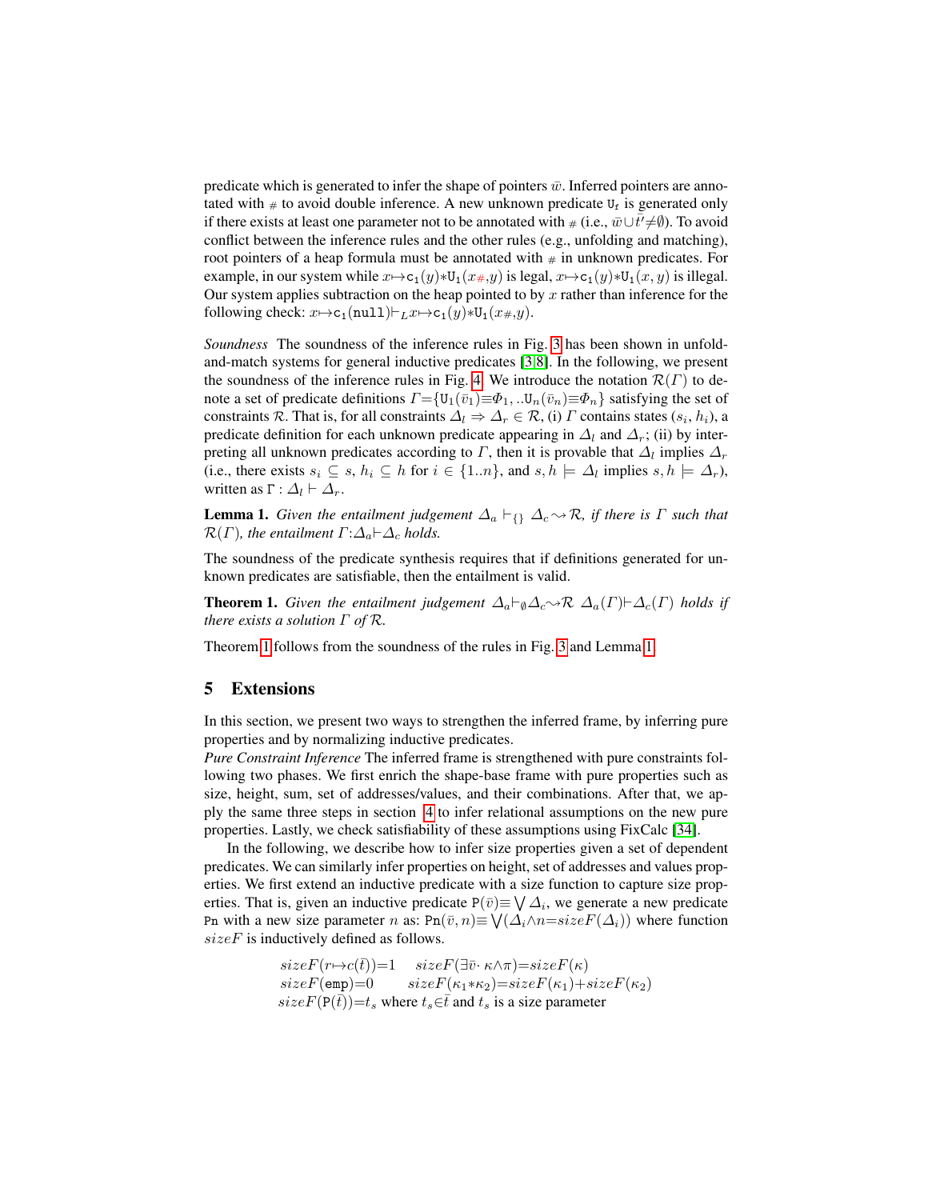predicate which is generated to infer the shape of pointers $\bar{w}$. Inferred pointers are annotated with $_\#$ to avoid double inference. A new unknown predicate $\mathtt{U}_f$ is generated only if there exists at least one parameter not to be annotated with $_\#$ (i.e., $\bar{w}{\cup}\bar{t'}{\neq}\emptyset$). To avoid conflict between the inference rules and the other rules (e.g., unfolding and matching), root pointers of a heap formula must be annotated with $_\#$ in unknown predicates. For example, in our system while $x{\mapsto}\mathtt{c_1}(y){*}\mathtt{U_1}(x_\#,y)$ is legal, $x{\mapsto}\mathtt{c_1}(y){*}\mathtt{U_1}(x,y)$ is illegal. Our system applies subtraction on the heap pointed to by $x$ rather than inference for the following check: $x{\mapsto}\mathtt{c_1}(\mathtt{null}){\vdash_L}x{\mapsto}\mathtt{c_1}(y){*}\mathtt{U_1}(x_\#,y)$.

*Soundness* The soundness of the inference rules in Fig. 3 has been shown in unfold-and-match systems for general inductive predicates [3,8]. In the following, we present the soundness of the inference rules in Fig. 4. We introduce the notation $\mathcal{R}(\Gamma)$ to denote a set of predicate definitions $\Gamma{=}\{\mathtt{U_1}(\bar{v}_1){\equiv}\Phi_1,..\mathtt{U}_n(\bar{v}_n){\equiv}\Phi_n\}$ satisfying the set of constraints $\mathcal{R}$. That is, for all constraints $\Delta_l \Rightarrow \Delta_r \in \mathcal{R}$, (i) $\Gamma$ contains states $(s_i, h_i)$, a predicate definition for each unknown predicate appearing in $\Delta_l$ and $\Delta_r$; (ii) by interpreting all unknown predicates according to $\Gamma$, then it is provable that $\Delta_l$ implies $\Delta_r$ (i.e., there exists $s_i \subseteq s$, $h_i \subseteq h$ for $i \in \{1..n\}$, and $s,h \models \Delta_l$ implies $s,h \models \Delta_r$), written as $\Gamma : \Delta_l \vdash \Delta_r$.

**Lemma 1.** *Given the entailment judgement $\Delta_a \vdash_{\{\}} \Delta_c{\leadsto}\mathcal{R}$, if there is $\Gamma$ such that $\mathcal{R}(\Gamma)$, the entailment $\Gamma{:}\Delta_a{\vdash}\Delta_c$ holds.*

The soundness of the predicate synthesis requires that if definitions generated for unknown predicates are satisfiable, then the entailment is valid.

**Theorem 1.** *Given the entailment judgement $\Delta_a{\vdash_\emptyset}\Delta_c{\leadsto}\mathcal{R}$ $\Delta_a(\Gamma){\vdash}\Delta_c(\Gamma)$ holds if there exists a solution $\Gamma$ of $\mathcal{R}$.*

Theorem 1 follows from the soundness of the rules in Fig. 3 and Lemma 1.

## 5 Extensions

In this section, we present two ways to strengthen the inferred frame, by inferring pure properties and by normalizing inductive predicates.

*Pure Constraint Inference* The inferred frame is strengthened with pure constraints following two phases. We first enrich the shape-base frame with pure properties such as size, height, sum, set of addresses/values, and their combinations. After that, we apply the same three steps in section 4 to infer relational assumptions on the new pure properties. Lastly, we check satisfiability of these assumptions using FixCalc [34].

In the following, we describe how to infer size properties given a set of dependent predicates. We can similarly infer properties on height, set of addresses and values properties. We first extend an inductive predicate with a size function to capture size properties. That is, given an inductive predicate $\mathtt{P}(\bar{v}){\equiv}\bigvee\Delta_i$, we generate a new predicate $\mathtt{Pn}$ with a new size parameter $n$ as: $\mathtt{Pn}(\bar{v},n){\equiv}\bigvee(\Delta_i{\wedge}n{=}sizeF(\Delta_i))$ where function $sizeF$ is inductively defined as follows.

$$
\begin{array}{ll}
sizeF(r{\mapsto}c(\bar{t})){=}1 & sizeF(\exists\bar{v}{\cdot}\,\kappa{\wedge}\pi){=}sizeF(\kappa) \\
sizeF(\mathtt{emp}){=}0 & sizeF(\kappa_1{*}\kappa_2){=}sizeF(\kappa_1){+}sizeF(\kappa_2) \\
\multicolumn{2}{l}{sizeF(\mathtt{P}(\bar{t})){=}t_s \text{ where } t_s{\in}\bar{t} \text{ and } t_s \text{ is a size parameter}}
\end{array}
$$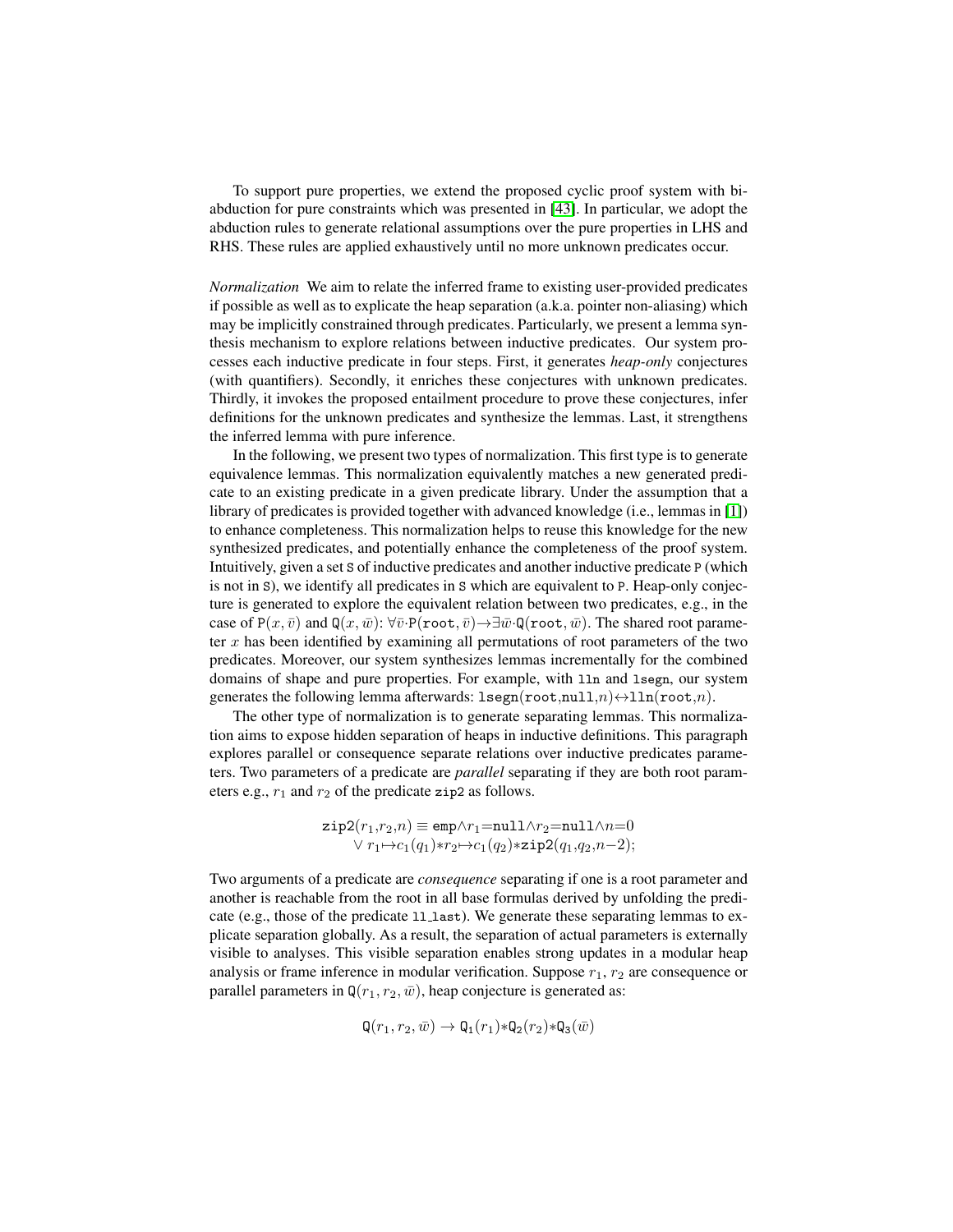To support pure properties, we extend the proposed cyclic proof system with bi-abduction for pure constraints which was presented in [43]. In particular, we adopt the abduction rules to generate relational assumptions over the pure properties in LHS and RHS. These rules are applied exhaustively until no more unknown predicates occur.

*Normalization* We aim to relate the inferred frame to existing user-provided predicates if possible as well as to explicate the heap separation (a.k.a. pointer non-aliasing) which may be implicitly constrained through predicates. Particularly, we present a lemma synthesis mechanism to explore relations between inductive predicates. Our system processes each inductive predicate in four steps. First, it generates *heap-only* conjectures (with quantifiers). Secondly, it enriches these conjectures with unknown predicates. Thirdly, it invokes the proposed entailment procedure to prove these conjectures, infer definitions for the unknown predicates and synthesize the lemmas. Last, it strengthens the inferred lemma with pure inference.

In the following, we present two types of normalization. This first type is to generate equivalence lemmas. This normalization equivalently matches a new generated predicate to an existing predicate in a given predicate library. Under the assumption that a library of predicates is provided together with advanced knowledge (i.e., lemmas in [1]) to enhance completeness. This normalization helps to reuse this knowledge for the new synthesized predicates, and potentially enhance the completeness of the proof system. Intuitively, given a set $\mathtt{S}$ of inductive predicates and another inductive predicate $\mathtt{P}$ (which is not in $\mathtt{S}$), we identify all predicates in $\mathtt{S}$ which are equivalent to $\mathtt{P}$. Heap-only conjecture is generated to explore the equivalent relation between two predicates, e.g., in the case of $\mathtt{P}(x,\bar{v})$ and $\mathtt{Q}(x,\bar{w})$: $\forall \bar{v}{\cdot}\mathtt{P}(\mathtt{root},\bar{v}) {\rightarrow} \exists \bar{w}{\cdot}\mathtt{Q}(\mathtt{root},\bar{w})$. The shared root parameter $x$ has been identified by examining all permutations of root parameters of the two predicates. Moreover, our system synthesizes lemmas incrementally for the combined domains of shape and pure properties. For example, with $\mathtt{lln}$ and $\mathtt{lsegn}$, our system generates the following lemma afterwards: $\mathtt{lsegn}(\mathtt{root},\mathtt{null},n) {\leftrightarrow} \mathtt{lln}(\mathtt{root},n)$.

The other type of normalization is to generate separating lemmas. This normalization aims to expose hidden separation of heaps in inductive definitions. This paragraph explores parallel or consequence separate relations over inductive predicates parameters. Two parameters of a predicate are *parallel* separating if they are both root parameters e.g., $r_1$ and $r_2$ of the predicate $\mathtt{zip2}$ as follows.

$$\begin{array}{l}\mathtt{zip2}(r_1,r_2,n) \equiv \mathtt{emp} {\wedge} r_1{=}\mathtt{null} {\wedge} r_2{=}\mathtt{null} {\wedge} n{=}0 \\ \quad \vee\ r_1{\mapsto}c_1(q_1){*}r_2{\mapsto}c_1(q_2){*}\mathtt{zip2}(q_1,q_2,n{-}2);\end{array}$$

Two arguments of a predicate are *consequence* separating if one is a root parameter and another is reachable from the root in all base formulas derived by unfolding the predicate (e.g., those of the predicate $\mathtt{ll\_last}$). We generate these separating lemmas to explicate separation globally. As a result, the separation of actual parameters is externally visible to analyses. This visible separation enables strong updates in a modular heap analysis or frame inference in modular verification. Suppose $r_1$, $r_2$ are consequence or parallel parameters in $\mathtt{Q}(r_1, r_2, \bar{w})$, heap conjecture is generated as:

$$\mathtt{Q}(r_1, r_2, \bar{w}) \rightarrow \mathtt{Q_1}(r_1){*}\mathtt{Q_2}(r_2){*}\mathtt{Q_3}(\bar{w})$$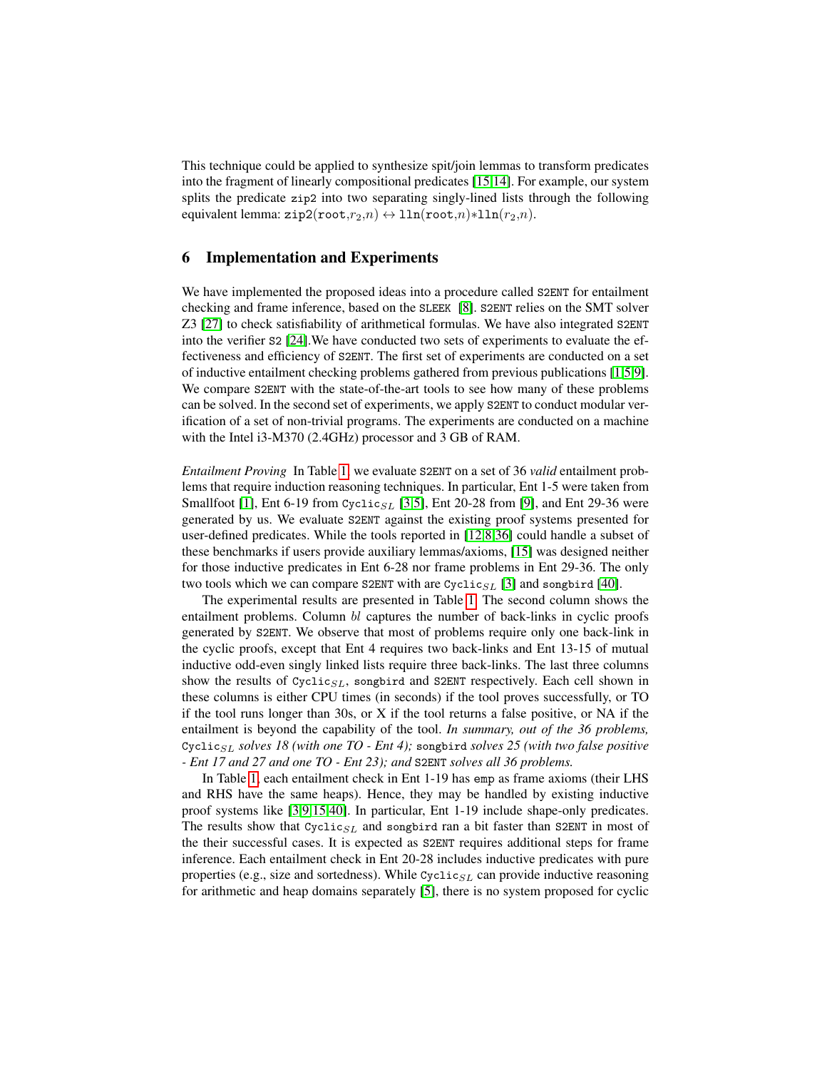This technique could be applied to synthesize spit/join lemmas to transform predicates into the fragment of linearly compositional predicates [15,14]. For example, our system splits the predicate zip2 into two separating singly-lined lists through the following equivalent lemma: $\texttt{zip2}(\texttt{root},r_2,n) \leftrightarrow \texttt{lln}(\texttt{root},n){*}\texttt{lln}(r_2,n)$.

## 6 Implementation and Experiments

We have implemented the proposed ideas into a procedure called S2ENT for entailment checking and frame inference, based on the SLEEK [8]. S2ENT relies on the SMT solver Z3 [27] to check satisfiability of arithmetical formulas. We have also integrated S2ENT into the verifier S2 [24].We have conducted two sets of experiments to evaluate the effectiveness and efficiency of S2ENT. The first set of experiments are conducted on a set of inductive entailment checking problems gathered from previous publications [1,5,9]. We compare S2ENT with the state-of-the-art tools to see how many of these problems can be solved. In the second set of experiments, we apply S2ENT to conduct modular verification of a set of non-trivial programs. The experiments are conducted on a machine with the Intel i3-M370 (2.4GHz) processor and 3 GB of RAM.

*Entailment Proving* In Table 1, we evaluate S2ENT on a set of 36 *valid* entailment problems that require induction reasoning techniques. In particular, Ent 1-5 were taken from Smallfoot [1], Ent 6-19 from $\texttt{Cyclic}_{SL}$ [3,5], Ent 20-28 from [9], and Ent 29-36 were generated by us. We evaluate S2ENT against the existing proof systems presented for user-defined predicates. While the tools reported in [12,8,36] could handle a subset of these benchmarks if users provide auxiliary lemmas/axioms, [15] was designed neither for those inductive predicates in Ent 6-28 nor frame problems in Ent 29-36. The only two tools which we can compare S2ENT with are $\texttt{Cyclic}_{SL}$ [3] and songbird [40].

The experimental results are presented in Table 1. The second column shows the entailment problems. Column $bl$ captures the number of back-links in cyclic proofs generated by S2ENT. We observe that most of problems require only one back-link in the cyclic proofs, except that Ent 4 requires two back-links and Ent 13-15 of mutual inductive odd-even singly linked lists require three back-links. The last three columns show the results of $\texttt{Cyclic}_{SL}$, songbird and S2ENT respectively. Each cell shown in these columns is either CPU times (in seconds) if the tool proves successfully, or TO if the tool runs longer than 30s, or X if the tool returns a false positive, or NA if the entailment is beyond the capability of the tool. *In summary, out of the 36 problems,* $\texttt{Cyclic}_{SL}$ *solves 18 (with one TO - Ent 4);* songbird *solves 25 (with two false positive - Ent 17 and 27 and one TO - Ent 23); and* S2ENT *solves all 36 problems.*

In Table 1, each entailment check in Ent 1-19 has emp as frame axioms (their LHS and RHS have the same heaps). Hence, they may be handled by existing inductive proof systems like [3,9,15,40]. In particular, Ent 1-19 include shape-only predicates. The results show that $\texttt{Cyclic}_{SL}$ and songbird ran a bit faster than S2ENT in most of the their successful cases. It is expected as S2ENT requires additional steps for frame inference. Each entailment check in Ent 20-28 includes inductive predicates with pure properties (e.g., size and sortedness). While $\texttt{Cyclic}_{SL}$ can provide inductive reasoning for arithmetic and heap domains separately [5], there is no system proposed for cyclic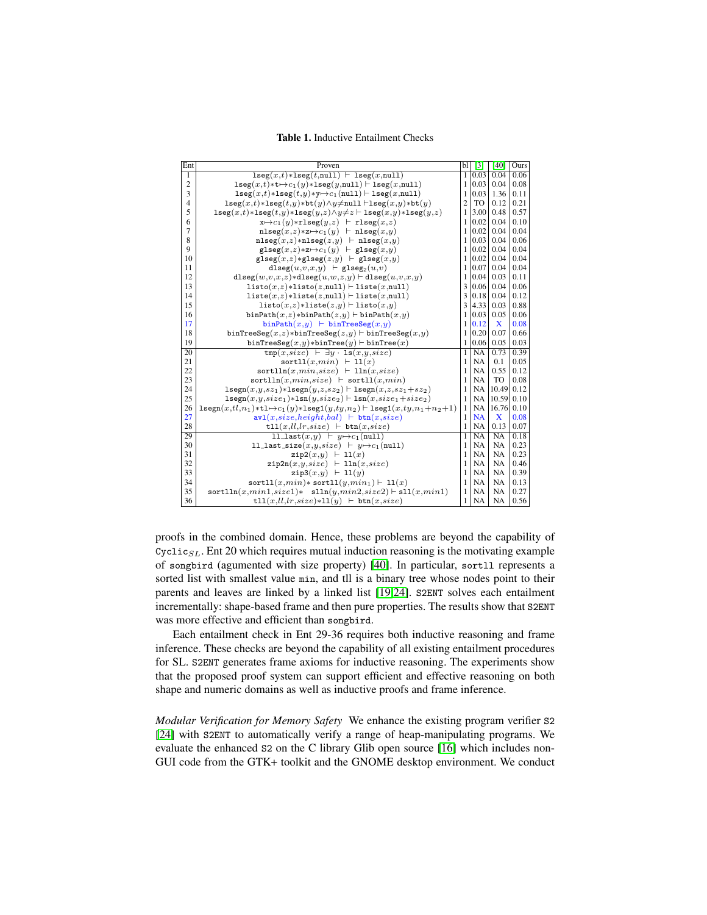**Table 1.** Inductive Entailment Checks

| Ent | Proven | bl | [3] | [40] | Ours |
|---|---|---|---|---|---|
| 1 | $\mathtt{lseg}(x,t) * \mathtt{lseg}(t,\mathtt{null}) \vdash \mathtt{lseg}(x,\mathtt{null})$ | 1 | 0.03 | 0.04 | 0.06 |
| 2 | $\mathtt{lseg}(x,t) * \mathtt{t} \mapsto c_1(y) * \mathtt{lseg}(y,\mathtt{null}) \vdash \mathtt{lseg}(x,\mathtt{null})$ | 1 | 0.03 | 0.04 | 0.08 |
| 3 | $\mathtt{lseg}(x,t) * \mathtt{lseg}(t,y) * \mathtt{y} \mapsto c_1(\mathtt{null}) \vdash \mathtt{lseg}(x,\mathtt{null})$ | 1 | 0.03 | 1.36 | 0.11 |
| 4 | $\mathtt{lseg}(x,t) * \mathtt{lseg}(t,y) * \mathtt{bt}(y) \wedge y \neq \mathtt{null} \vdash \mathtt{lseg}(x,y) * \mathtt{bt}(y)$ | 2 | TO | 0.12 | 0.21 |
| 5 | $\mathtt{lseg}(x,t) * \mathtt{lseg}(t,y) * \mathtt{lseg}(y,z) \wedge y \neq z \vdash \mathtt{lseg}(x,y) * \mathtt{lseg}(y,z)$ | 1 | 3.00 | 0.48 | 0.57 |
| 6 | $\mathtt{x} \mapsto c_1(y) * \mathtt{rlseg}(y,z) \ \vdash \ \mathtt{rlseg}(x,z)$ | 1 | 0.02 | 0.04 | 0.10 |
| 7 | $\mathtt{nlseg}(x,z) * \mathtt{z} \mapsto c_1(y) \ \vdash \ \mathtt{nlseg}(x,y)$ | 1 | 0.02 | 0.04 | 0.04 |
| 8 | $\mathtt{nlseg}(x,z) * \mathtt{nlseg}(z,y) \ \vdash \ \mathtt{nlseg}(x,y)$ | 1 | 0.03 | 0.04 | 0.06 |
| 9 | $\mathtt{glseg}(x,z) * \mathtt{z} \mapsto c_1(y) \ \vdash \ \mathtt{glseg}(x,y)$ | 1 | 0.02 | 0.04 | 0.04 |
| 10 | $\mathtt{glseg}(x,z) * \mathtt{glseg}(z,y) \ \vdash \ \mathtt{glseg}(x,y)$ | 1 | 0.02 | 0.04 | 0.04 |
| 11 | $\mathtt{dlseg}(u,v,x,y) \ \vdash \ \mathtt{glseg}_2(u,v)$ | 1 | 0.07 | 0.04 | 0.04 |
| 12 | $\mathtt{dlseg}(w,v,x,z) * \mathtt{dlseg}(u,w,z,y) \vdash \mathtt{dlseg}(u,v,x,y)$ | 1 | 0.04 | 0.03 | 0.11 |
| 13 | $\mathtt{listo}(x,z) * \mathtt{listo}(z,\mathtt{null}) \vdash \mathtt{liste}(x,\mathtt{null})$ | 3 | 0.06 | 0.04 | 0.06 |
| 14 | $\mathtt{liste}(x,z) * \mathtt{liste}(z,\mathtt{null}) \vdash \mathtt{liste}(x,\mathtt{null})$ | 3 | 0.18 | 0.04 | 0.12 |
| 15 | $\mathtt{listo}(x,z) * \mathtt{liste}(z,y) \vdash \mathtt{listo}(x,y)$ | 3 | 4.33 | 0.03 | 0.88 |
| 16 | $\mathtt{binPath}(x,z) * \mathtt{binPath}(z,y) \vdash \mathtt{binPath}(x,y)$ | 1 | 0.03 | 0.05 | 0.06 |
| 17 | $\mathtt{binPath}(x,y) \ \vdash \ \mathtt{binTreeSeg}(x,y)$ | 1 | 0.12 | X | 0.08 |
| 18 | $\mathtt{binTreeSeg}(x,z) * \mathtt{binTreeSeg}(z,y) \vdash \mathtt{binTreeSeg}(x,y)$ | 1 | 0.20 | 0.07 | 0.66 |
| 19 | $\mathtt{binTreeSeg}(x,y) * \mathtt{binTree}(y) \vdash \mathtt{binTree}(x)$ | 1 | 0.06 | 0.05 | 0.03 |
| 20 | $\mathtt{tmp}(x,size) \ \vdash \ \exists y \cdot \ \mathtt{ls}(x,y,size)$ | 1 | NA | 0.73 | 0.39 |
| 21 | $\mathtt{sortll}(x,min) \ \vdash \ \mathtt{ll}(x)$ | 1 | NA | 0.1 | 0.05 |
| 22 | $\mathtt{sortlln}(x,min,size) \ \vdash \ \mathtt{lln}(x,size)$ | 1 | NA | 0.55 | 0.12 |
| 23 | $\mathtt{sortlln}(x,min,size) \ \vdash \ \mathtt{sortll}(x,min)$ | 1 | NA | TO | 0.08 |
| 24 | $\mathtt{lsegn}(x,y,sz_1) * \mathtt{lsegn}(y,z,sz_2) \vdash \mathtt{lsegn}(x,z,sz_1{+}sz_2)$ | 1 | NA | 10.49 | 0.12 |
| 25 | $\mathtt{lsegn}(x,y,size_1) * \mathtt{lsn}(y,size_2) \vdash \mathtt{lsn}(x,size_1{+}size_2)$ | 1 | NA | 10.59 | 0.10 |
| 26 | $\mathtt{lsegn}(x,tl,n_1) * \mathtt{tl} \mapsto c_1(y) * \mathtt{lseg1}(y,ty,n_2) \vdash \mathtt{lseg1}(x,ty,n_1{+}n_2{+}1)$ | 1 | NA | 16.76 | 0.10 |
| 27 | $\mathtt{avl}(x,size,height,bal) \ \vdash \ \mathtt{btn}(x,size)$ | 1 | NA | X | 0.08 |
| 28 | $\mathtt{tll}(x,ll,lr,size) \ \vdash \ \mathtt{btn}(x,size)$ | 1 | NA | 0.13 | 0.07 |
| 29 | $\mathtt{ll\_last}(x,y) \ \vdash \ y \mapsto c_1(\mathtt{null})$ | 1 | NA | NA | 0.18 |
| 30 | $\mathtt{ll\_last\_size}(x,y,size) \ \vdash \ y \mapsto c_1(\mathtt{null})$ | 1 | NA | NA | 0.23 |
| 31 | $\mathtt{zip2}(x,y) \ \vdash \ \mathtt{ll}(x)$ | 1 | NA | NA | 0.23 |
| 32 | $\mathtt{zip2n}(x,y,size) \ \vdash \ \mathtt{lln}(x,size)$ | 1 | NA | NA | 0.46 |
| 33 | $\mathtt{zip3}(x,y) \ \vdash \ \mathtt{ll}(y)$ | 1 | NA | NA | 0.39 |
| 34 | $\mathtt{sortll}(x,min) * \mathtt{sortll}(y,min_1) \vdash \mathtt{ll}(x)$ | 1 | NA | NA | 0.13 |
| 35 | $\mathtt{sortlln}(x,min1,size1) * \ \mathtt{slln}(y,min2,size2) \vdash \mathtt{sll}(x,min1)$ | 1 | NA | NA | 0.27 |
| 36 | $\mathtt{tll}(x,ll,lr,size) * \mathtt{ll}(y) \ \vdash \ \mathtt{btn}(x,size)$ | 1 | NA | NA | 0.56 |

proofs in the combined domain. Hence, these problems are beyond the capability of $\mathtt{Cyclic}_{SL}$. Ent 20 which requires mutual induction reasoning is the motivating example of `songbird` (agumented with size property) [40]. In particular, `sortll` represents a sorted list with smallest value `min`, and tll is a binary tree whose nodes point to their parents and leaves are linked by a linked list [19,24]. `S2ENT` solves each entailment incrementally: shape-based frame and then pure properties. The results show that `S2ENT` was more effective and efficient than `songbird`.

Each entailment check in Ent 29-36 requires both inductive reasoning and frame inference. These checks are beyond the capability of all existing entailment procedures for SL. `S2ENT` generates frame axioms for inductive reasoning. The experiments show that the proposed proof system can support efficient and effective reasoning on both shape and numeric domains as well as inductive proofs and frame inference.

*Modular Verification for Memory Safety* We enhance the existing program verifier `S2` [24] with `S2ENT` to automatically verify a range of heap-manipulating programs. We evaluate the enhanced `S2` on the C library Glib open source [16] which includes non-GUI code from the GTK+ toolkit and the GNOME desktop environment. We conduct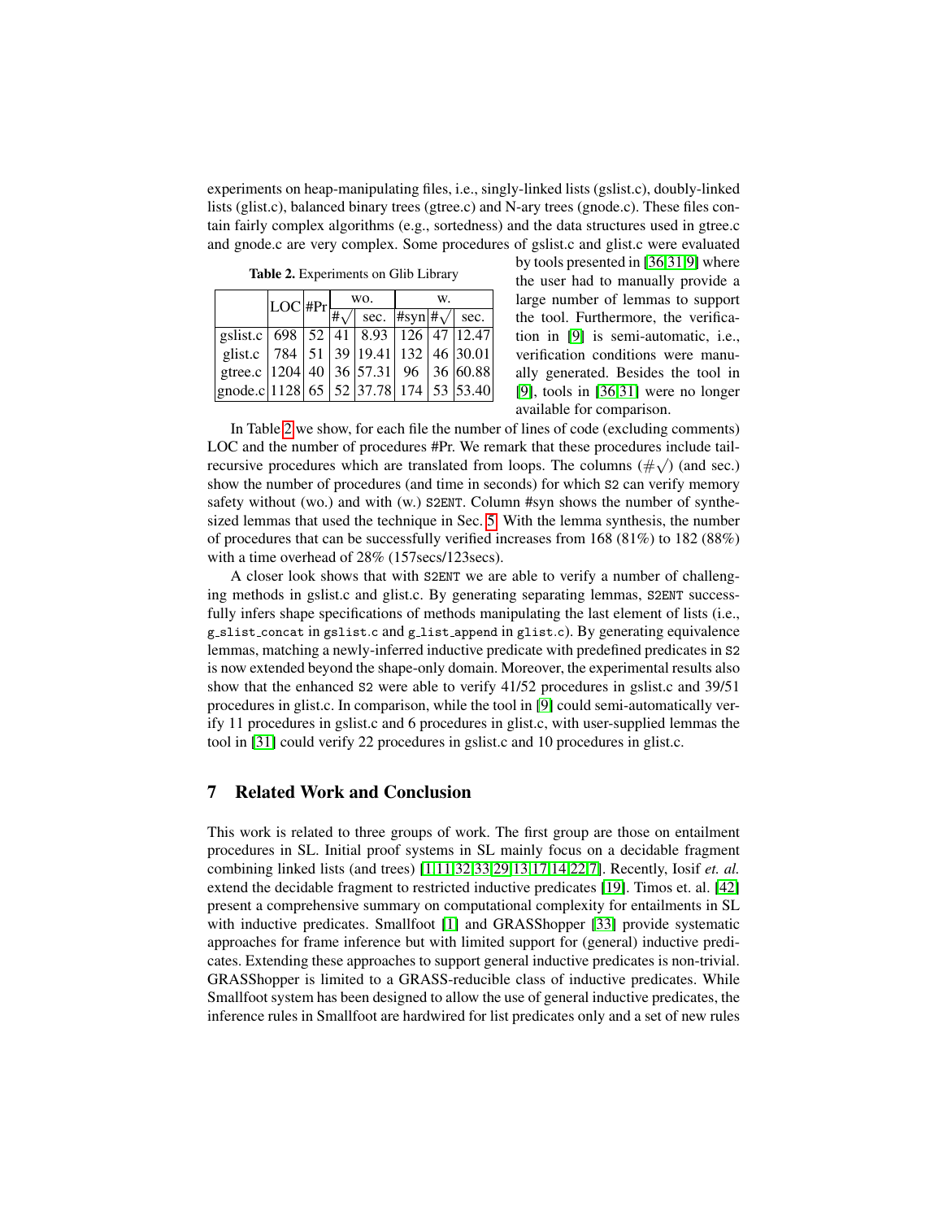experiments on heap-manipulating files, i.e., singly-linked lists (gslist.c), doubly-linked lists (glist.c), balanced binary trees (gtree.c) and N-ary trees (gnode.c). These files contain fairly complex algorithms (e.g., sortedness) and the data structures used in gtree.c and gnode.c are very complex. Some procedures of gslist.c and glist.c were evaluated by tools presented in [36,31,9] where the user had to manually provide a large number of lemmas to support the tool. Furthermore, the verification in [9] is semi-automatic, i.e., verification conditions were manually generated. Besides the tool in [9], tools in [36,31] were no longer available for comparison.

**Table 2.** Experiments on Glib Library

| | LOC | #Pr | wo. | | w. | | |
|---|---|---|---|---|---|---|---|
| | | | $\#\surd$ | sec. | #syn | $\#\surd$ | sec. |
| gslist.c | 698 | 52 | 41 | 8.93 | 126 | 47 | 12.47 |
| glist.c | 784 | 51 | 39 | 19.41 | 132 | 46 | 30.01 |
| gtree.c | 1204 | 40 | 36 | 57.31 | 96 | 36 | 60.88 |
| gnode.c | 1128 | 65 | 52 | 37.78 | 174 | 53 | 53.40 |

In Table 2 we show, for each file the number of lines of code (excluding comments) LOC and the number of procedures #Pr. We remark that these procedures include tail-recursive procedures which are translated from loops. The columns ($\#\surd$) (and sec.) show the number of procedures (and time in seconds) for which `S2` can verify memory safety without (wo.) and with (w.) `S2ENT`. Column #syn shows the number of synthesized lemmas that used the technique in Sec. 5. With the lemma synthesis, the number of procedures that can be successfully verified increases from 168 (81%) to 182 (88%) with a time overhead of 28% (157secs/123secs).

A closer look shows that with `S2ENT` we are able to verify a number of challenging methods in gslist.c and glist.c. By generating separating lemmas, `S2ENT` successfully infers shape specifications of methods manipulating the last element of lists (i.e., `g_slist_concat` in `gslist.c` and `g_list_append` in `glist.c`). By generating equivalence lemmas, matching a newly-inferred inductive predicate with predefined predicates in `S2` is now extended beyond the shape-only domain. Moreover, the experimental results also show that the enhanced `S2` were able to verify 41/52 procedures in gslist.c and 39/51 procedures in glist.c. In comparison, while the tool in [9] could semi-automatically verify 11 procedures in gslist.c and 6 procedures in glist.c, with user-supplied lemmas the tool in [31] could verify 22 procedures in gslist.c and 10 procedures in glist.c.

## 7 Related Work and Conclusion

This work is related to three groups of work. The first group are those on entailment procedures in SL. Initial proof systems in SL mainly focus on a decidable fragment combining linked lists (and trees) [1,11,32,33,29,13,17,14,22,7]. Recently, Iosif *et. al.* extend the decidable fragment to restricted inductive predicates [19]. Timos et. al. [42] present a comprehensive summary on computational complexity for entailments in SL with inductive predicates. Smallfoot [1] and GRASShopper [33] provide systematic approaches for frame inference but with limited support for (general) inductive predicates. Extending these approaches to support general inductive predicates is non-trivial. GRASShopper is limited to a GRASS-reducible class of inductive predicates. While Smallfoot system has been designed to allow the use of general inductive predicates, the inference rules in Smallfoot are hardwired for list predicates only and a set of new rules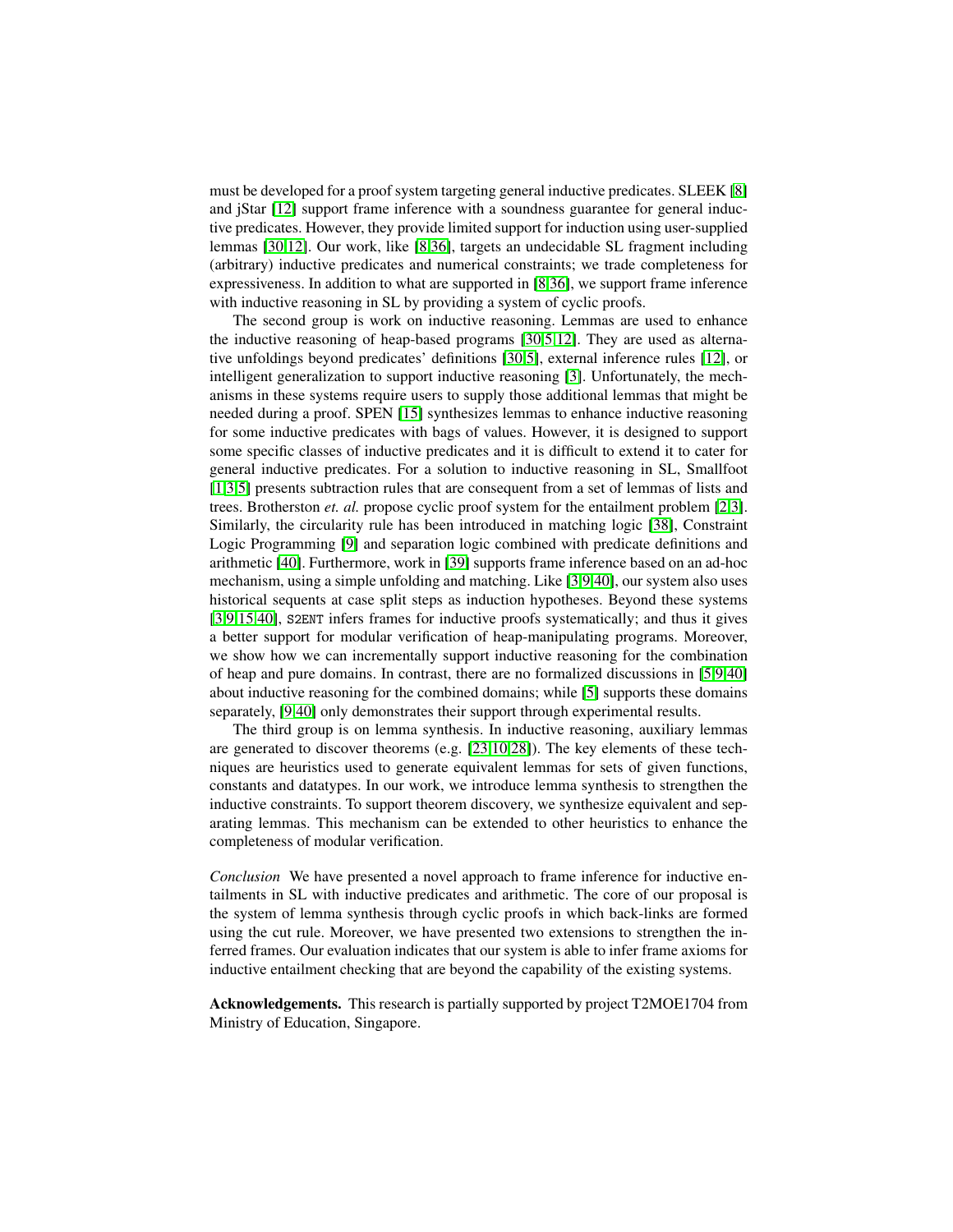must be developed for a proof system targeting general inductive predicates. SLEEK [8] and jStar [12] support frame inference with a soundness guarantee for general inductive predicates. However, they provide limited support for induction using user-supplied lemmas [30,12]. Our work, like [8,36], targets an undecidable SL fragment including (arbitrary) inductive predicates and numerical constraints; we trade completeness for expressiveness. In addition to what are supported in [8,36], we support frame inference with inductive reasoning in SL by providing a system of cyclic proofs.

The second group is work on inductive reasoning. Lemmas are used to enhance the inductive reasoning of heap-based programs [30,5,12]. They are used as alternative unfoldings beyond predicates' definitions [30,5], external inference rules [12], or intelligent generalization to support inductive reasoning [3]. Unfortunately, the mechanisms in these systems require users to supply those additional lemmas that might be needed during a proof. SPEN [15] synthesizes lemmas to enhance inductive reasoning for some inductive predicates with bags of values. However, it is designed to support some specific classes of inductive predicates and it is difficult to extend it to cater for general inductive predicates. For a solution to inductive reasoning in SL, Smallfoot [1,3,5] presents subtraction rules that are consequent from a set of lemmas of lists and trees. Brotherston *et. al.* propose cyclic proof system for the entailment problem [2,3]. Similarly, the circularity rule has been introduced in matching logic [38], Constraint Logic Programming [9] and separation logic combined with predicate definitions and arithmetic [40]. Furthermore, work in [39] supports frame inference based on an ad-hoc mechanism, using a simple unfolding and matching. Like [3,9,40], our system also uses historical sequents at case split steps as induction hypotheses. Beyond these systems [3,9,15,40], S2ENT infers frames for inductive proofs systematically; and thus it gives a better support for modular verification of heap-manipulating programs. Moreover, we show how we can incrementally support inductive reasoning for the combination of heap and pure domains. In contrast, there are no formalized discussions in [5,9,40] about inductive reasoning for the combined domains; while [5] supports these domains separately, [9,40] only demonstrates their support through experimental results.

The third group is on lemma synthesis. In inductive reasoning, auxiliary lemmas are generated to discover theorems (e.g. [23,10,28]). The key elements of these techniques are heuristics used to generate equivalent lemmas for sets of given functions, constants and datatypes. In our work, we introduce lemma synthesis to strengthen the inductive constraints. To support theorem discovery, we synthesize equivalent and separating lemmas. This mechanism can be extended to other heuristics to enhance the completeness of modular verification.

*Conclusion* We have presented a novel approach to frame inference for inductive entailments in SL with inductive predicates and arithmetic. The core of our proposal is the system of lemma synthesis through cyclic proofs in which back-links are formed using the cut rule. Moreover, we have presented two extensions to strengthen the inferred frames. Our evaluation indicates that our system is able to infer frame axioms for inductive entailment checking that are beyond the capability of the existing systems.

**Acknowledgements.** This research is partially supported by project T2MOE1704 from Ministry of Education, Singapore.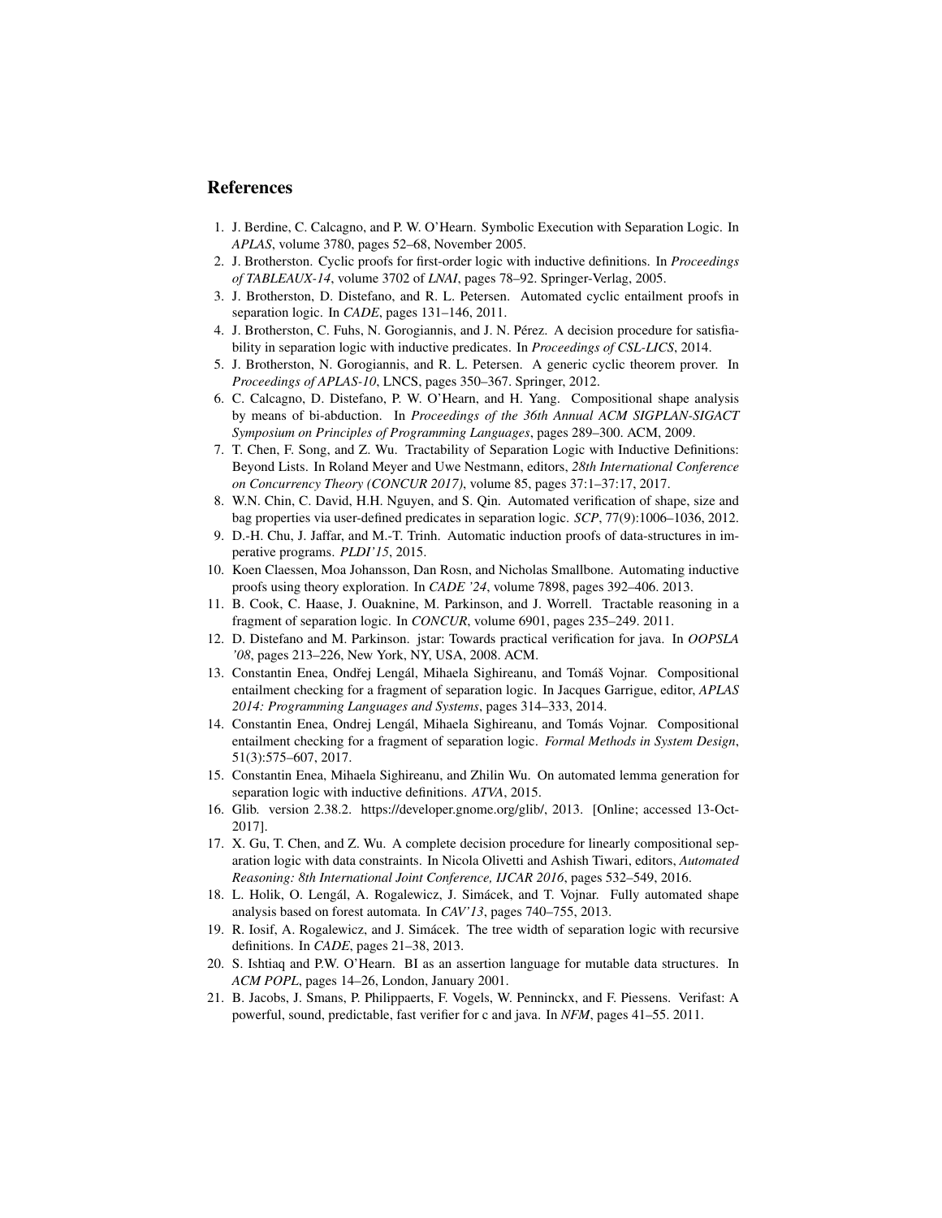## References

1. J. Berdine, C. Calcagno, and P. W. O'Hearn. Symbolic Execution with Separation Logic. In *APLAS*, volume 3780, pages 52–68, November 2005.
2. J. Brotherston. Cyclic proofs for first-order logic with inductive definitions. In *Proceedings of TABLEAUX-14*, volume 3702 of *LNAI*, pages 78–92. Springer-Verlag, 2005.
3. J. Brotherston, D. Distefano, and R. L. Petersen. Automated cyclic entailment proofs in separation logic. In *CADE*, pages 131–146, 2011.
4. J. Brotherston, C. Fuhs, N. Gorogiannis, and J. N. Pérez. A decision procedure for satisfiability in separation logic with inductive predicates. In *Proceedings of CSL-LICS*, 2014.
5. J. Brotherston, N. Gorogiannis, and R. L. Petersen. A generic cyclic theorem prover. In *Proceedings of APLAS-10*, LNCS, pages 350–367. Springer, 2012.
6. C. Calcagno, D. Distefano, P. W. O'Hearn, and H. Yang. Compositional shape analysis by means of bi-abduction. In *Proceedings of the 36th Annual ACM SIGPLAN-SIGACT Symposium on Principles of Programming Languages*, pages 289–300. ACM, 2009.
7. T. Chen, F. Song, and Z. Wu. Tractability of Separation Logic with Inductive Definitions: Beyond Lists. In Roland Meyer and Uwe Nestmann, editors, *28th International Conference on Concurrency Theory (CONCUR 2017)*, volume 85, pages 37:1–37:17, 2017.
8. W.N. Chin, C. David, H.H. Nguyen, and S. Qin. Automated verification of shape, size and bag properties via user-defined predicates in separation logic. *SCP*, 77(9):1006–1036, 2012.
9. D.-H. Chu, J. Jaffar, and M.-T. Trinh. Automatic induction proofs of data-structures in imperative programs. *PLDI'15*, 2015.
10. Koen Claessen, Moa Johansson, Dan Rosn, and Nicholas Smallbone. Automating inductive proofs using theory exploration. In *CADE '24*, volume 7898, pages 392–406. 2013.
11. B. Cook, C. Haase, J. Ouaknine, M. Parkinson, and J. Worrell. Tractable reasoning in a fragment of separation logic. In *CONCUR*, volume 6901, pages 235–249. 2011.
12. D. Distefano and M. Parkinson. jstar: Towards practical verification for java. In *OOPSLA '08*, pages 213–226, New York, NY, USA, 2008. ACM.
13. Constantin Enea, Ondřej Lengál, Mihaela Sighireanu, and Tomáš Vojnar. Compositional entailment checking for a fragment of separation logic. In Jacques Garrigue, editor, *APLAS 2014: Programming Languages and Systems*, pages 314–333, 2014.
14. Constantin Enea, Ondrej Lengál, Mihaela Sighireanu, and Tomás Vojnar. Compositional entailment checking for a fragment of separation logic. *Formal Methods in System Design*, 51(3):575–607, 2017.
15. Constantin Enea, Mihaela Sighireanu, and Zhilin Wu. On automated lemma generation for separation logic with inductive definitions. *ATVA*, 2015.
16. Glib. version 2.38.2. https://developer.gnome.org/glib/, 2013. [Online; accessed 13-Oct-2017].
17. X. Gu, T. Chen, and Z. Wu. A complete decision procedure for linearly compositional separation logic with data constraints. In Nicola Olivetti and Ashish Tiwari, editors, *Automated Reasoning: 8th International Joint Conference, IJCAR 2016*, pages 532–549, 2016.
18. L. Holik, O. Lengál, A. Rogalewicz, J. Simácek, and T. Vojnar. Fully automated shape analysis based on forest automata. In *CAV'13*, pages 740–755, 2013.
19. R. Iosif, A. Rogalewicz, and J. Simácek. The tree width of separation logic with recursive definitions. In *CADE*, pages 21–38, 2013.
20. S. Ishtiaq and P.W. O'Hearn. BI as an assertion language for mutable data structures. In *ACM POPL*, pages 14–26, London, January 2001.
21. B. Jacobs, J. Smans, P. Philippaerts, F. Vogels, W. Penninckx, and F. Piessens. Verifast: A powerful, sound, predictable, fast verifier for c and java. In *NFM*, pages 41–55. 2011.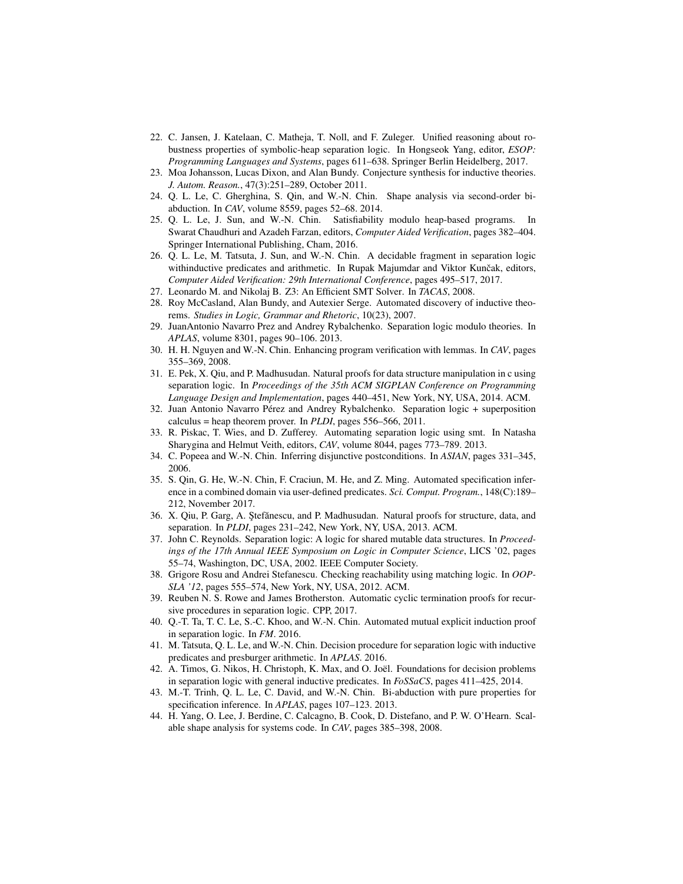22. C. Jansen, J. Katelaan, C. Matheja, T. Noll, and F. Zuleger. Unified reasoning about robustness properties of symbolic-heap separation logic. In Hongseok Yang, editor, *ESOP: Programming Languages and Systems*, pages 611–638. Springer Berlin Heidelberg, 2017.
23. Moa Johansson, Lucas Dixon, and Alan Bundy. Conjecture synthesis for inductive theories. *J. Autom. Reason.*, 47(3):251–289, October 2011.
24. Q. L. Le, C. Gherghina, S. Qin, and W.-N. Chin. Shape analysis via second-order bi-abduction. In *CAV*, volume 8559, pages 52–68. 2014.
25. Q. L. Le, J. Sun, and W.-N. Chin. Satisfiability modulo heap-based programs. In Swarat Chaudhuri and Azadeh Farzan, editors, *Computer Aided Verification*, pages 382–404. Springer International Publishing, Cham, 2016.
26. Q. L. Le, M. Tatsuta, J. Sun, and W.-N. Chin. A decidable fragment in separation logic withinductive predicates and arithmetic. In Rupak Majumdar and Viktor Kunčak, editors, *Computer Aided Verification: 29th International Conference*, pages 495–517, 2017.
27. Leonardo M. and Nikolaj B. Z3: An Efficient SMT Solver. In *TACAS*, 2008.
28. Roy McCasland, Alan Bundy, and Autexier Serge. Automated discovery of inductive theorems. *Studies in Logic, Grammar and Rhetoric*, 10(23), 2007.
29. JuanAntonio Navarro Prez and Andrey Rybalchenko. Separation logic modulo theories. In *APLAS*, volume 8301, pages 90–106. 2013.
30. H. H. Nguyen and W.-N. Chin. Enhancing program verification with lemmas. In *CAV*, pages 355–369, 2008.
31. E. Pek, X. Qiu, and P. Madhusudan. Natural proofs for data structure manipulation in c using separation logic. In *Proceedings of the 35th ACM SIGPLAN Conference on Programming Language Design and Implementation*, pages 440–451, New York, NY, USA, 2014. ACM.
32. Juan Antonio Navarro Pérez and Andrey Rybalchenko. Separation logic + superposition calculus = heap theorem prover. In *PLDI*, pages 556–566, 2011.
33. R. Piskac, T. Wies, and D. Zufferey. Automating separation logic using smt. In Natasha Sharygina and Helmut Veith, editors, *CAV*, volume 8044, pages 773–789. 2013.
34. C. Popeea and W.-N. Chin. Inferring disjunctive postconditions. In *ASIAN*, pages 331–345, 2006.
35. S. Qin, G. He, W.-N. Chin, F. Craciun, M. He, and Z. Ming. Automated specification inference in a combined domain via user-defined predicates. *Sci. Comput. Program.*, 148(C):189–212, November 2017.
36. X. Qiu, P. Garg, A. Ştefănescu, and P. Madhusudan. Natural proofs for structure, data, and separation. In *PLDI*, pages 231–242, New York, NY, USA, 2013. ACM.
37. John C. Reynolds. Separation logic: A logic for shared mutable data structures. In *Proceedings of the 17th Annual IEEE Symposium on Logic in Computer Science*, LICS '02, pages 55–74, Washington, DC, USA, 2002. IEEE Computer Society.
38. Grigore Rosu and Andrei Stefanescu. Checking reachability using matching logic. In *OOPSLA '12*, pages 555–574, New York, NY, USA, 2012. ACM.
39. Reuben N. S. Rowe and James Brotherston. Automatic cyclic termination proofs for recursive procedures in separation logic. CPP, 2017.
40. Q.-T. Ta, T. C. Le, S.-C. Khoo, and W.-N. Chin. Automated mutual explicit induction proof in separation logic. In *FM*. 2016.
41. M. Tatsuta, Q. L. Le, and W.-N. Chin. Decision procedure for separation logic with inductive predicates and presburger arithmetic. In *APLAS*. 2016.
42. A. Timos, G. Nikos, H. Christoph, K. Max, and O. Joël. Foundations for decision problems in separation logic with general inductive predicates. In *FoSSaCS*, pages 411–425, 2014.
43. M.-T. Trinh, Q. L. Le, C. David, and W.-N. Chin. Bi-abduction with pure properties for specification inference. In *APLAS*, pages 107–123. 2013.
44. H. Yang, O. Lee, J. Berdine, C. Calcagno, B. Cook, D. Distefano, and P. W. O'Hearn. Scalable shape analysis for systems code. In *CAV*, pages 385–398, 2008.